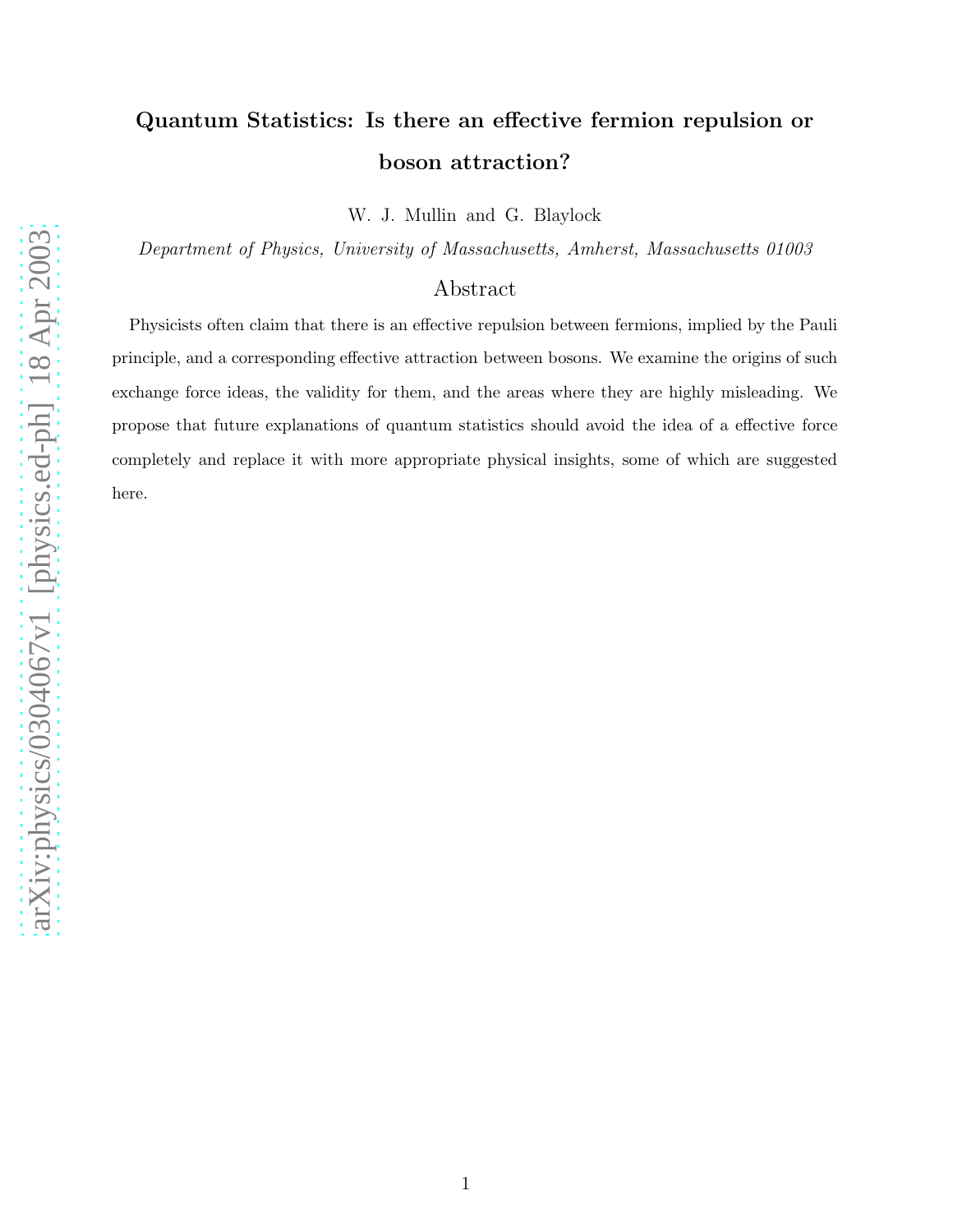# Quantum Statistics: Is there an effective fermion repulsion or boson attraction?

W. J. Mullin and G. Blaylock

*Department of Physics, University of Massachusetts, Amherst, Massachusetts 01003*

## Abstract

Physicists often claim that there is an effective repulsion between fermions, implied by the Pauli principle, and a corresponding effective attraction between bosons. We examine the origins of such exchange force ideas, the validity for them, and the areas where they are highly misleading. We propose that future explanations of quantum statistics should avoid the idea of a effective force completely and replace it with more appropriate physical insights, some of which are suggested here.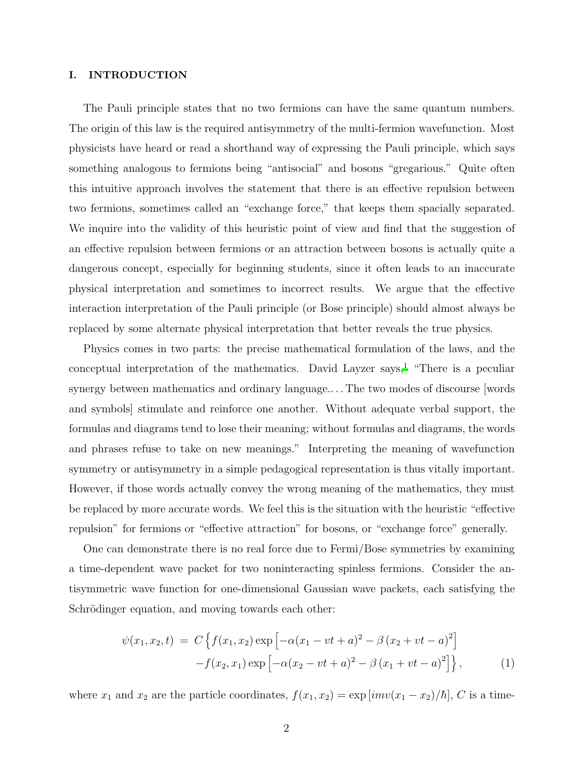## I. INTRODUCTION

The Pauli principle states that no two fermions can have the same quantum numbers. The origin of this law is the required antisymmetry of the multi-fermion wavefunction. Most physicists have heard or read a shorthand way of expressing the Pauli principle, which says something analogous to fermions being "antisocial" and bosons "gregarious." Quite often this intuitive approach involves the statement that there is an effective repulsion between two fermions, sometimes called an "exchange force," that keeps them spacially separated. We inquire into the validity of this heuristic point of view and find that the suggestion of an effective repulsion between fermions or an attraction between bosons is actually quite a dangerous concept, especially for beginning students, since it often leads to an inaccurate physical interpretation and sometimes to incorrect results. We argue that the effective interaction interpretation of the Pauli principle (or Bose principle) should almost always be replaced by some alternate physical interpretation that better reveals the true physics.

Physics comes in two parts: the precise mathematical formulation of the laws, and the conceptual interpretation of the mathematics. David Layzer says,[1] "There is a peculiar synergy between mathematics and ordinary language.... The two modes of discourse [words and symbols] stimulate and reinforce one another. Without adequate verbal support, the formulas and diagrams tend to lose their meaning; without formulas and diagrams, the words and phrases refuse to take on new meanings." Interpreting the meaning of wavefunction symmetry or antisymmetry in a simple pedagogical representation is thus vitally important. However, if those words actually convey the wrong meaning of the mathematics, they must be replaced by more accurate words. We feel this is the situation with the heuristic "effective repulsion" for fermions or "effective attraction" for bosons, or "exchange force" generally.

One can demonstrate there is no real force due to Fermi/Bose symmetries by examining a time-dependent wave packet for two noninteracting spinless fermions. Consider the antisymmetric wave function for one-dimensional Gaussian wave packets, each satisfying the Schrödinger equation, and moving towards each other:

$$
\begin{aligned}
\psi(x_1, x_2, t) \;=\; C\Big\{ & f(x_1, x_2) \exp\left[-\alpha(x_1 - vt + a)^2 - \beta\left(x_2 + vt - a\right)^2\right] \\
& - f(x_2, x_1) \exp\left[-\alpha(x_2 - vt + a)^2 - \beta\left(x_1 + vt - a\right)^2\right]\Big\}, \qquad (1)
\end{aligned}
$$

where $x_1$ and $x_2$ are the particle coordinates, $f(x_1, x_2) = \exp\left[imv(x_1 - x_2)/\hbar\right]$, $C$ is a time-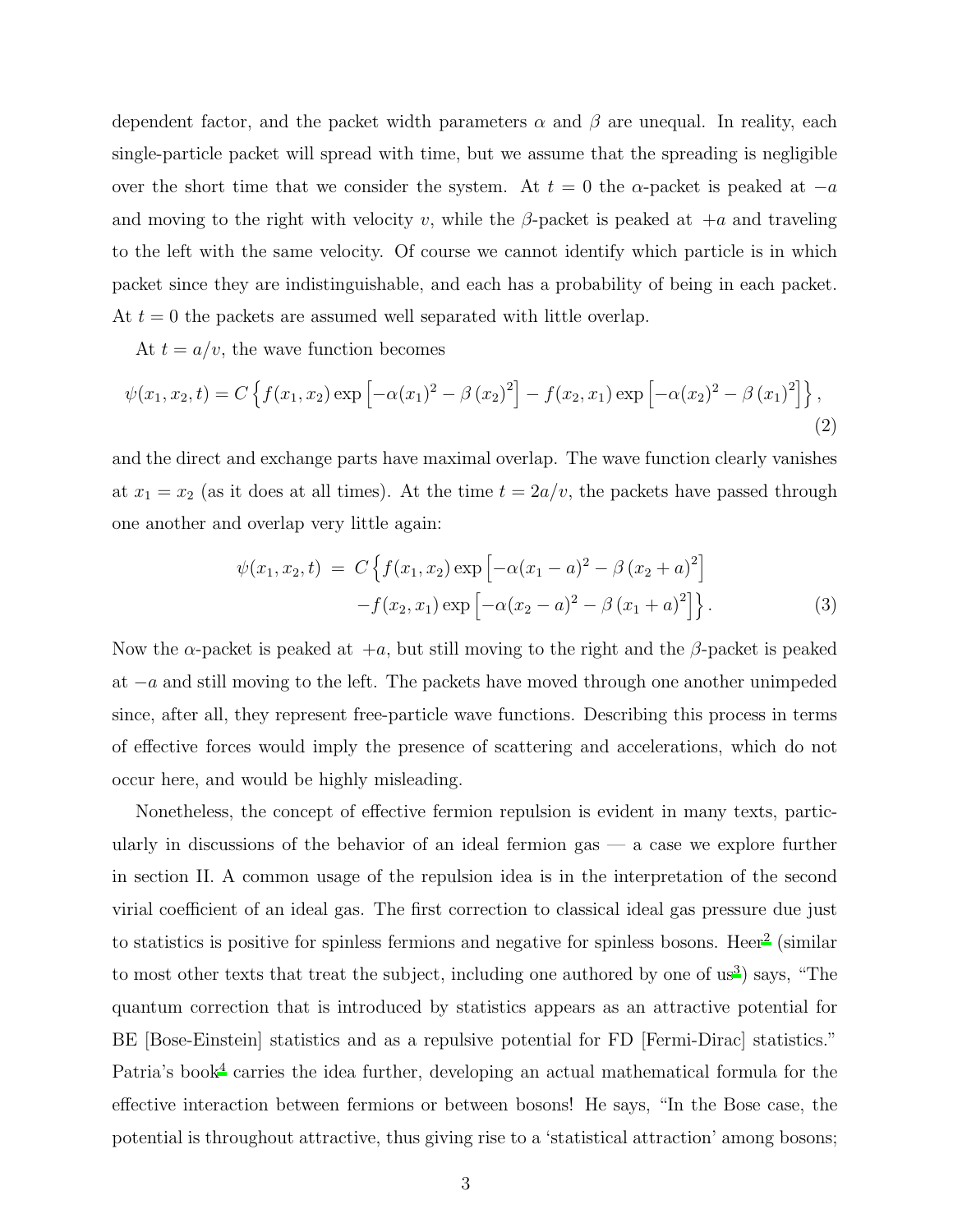dependent factor, and the packet width parameters $\alpha$ and $\beta$ are unequal. In reality, each single-particle packet will spread with time, but we assume that the spreading is negligible over the short time that we consider the system. At $t = 0$ the $\alpha$-packet is peaked at $-a$ and moving to the right with velocity $v$, while the $\beta$-packet is peaked at $+a$ and traveling to the left with the same velocity. Of course we cannot identify which particle is in which packet since they are indistinguishable, and each has a probability of being in each packet. At $t = 0$ the packets are assumed well separated with little overlap.

At $t = a/v$, the wave function becomes

$$\psi(x_1, x_2, t) = C\left\{f(x_1, x_2)\exp\left[-\alpha(x_1)^2 - \beta\left(x_2\right)^2\right] - f(x_2, x_1)\exp\left[-\alpha(x_2)^2 - \beta\left(x_1\right)^2\right]\right\}, \tag{2}$$

and the direct and exchange parts have maximal overlap. The wave function clearly vanishes at $x_1 = x_2$ (as it does at all times). At the time $t = 2a/v$, the packets have passed through one another and overlap very little again:

$$\begin{aligned}\psi(x_1, x_2, t) \ = \ & C\left\{f(x_1, x_2)\exp\left[-\alpha(x_1 - a)^2 - \beta\left(x_2 + a\right)^2\right]\right. \\ & \left. -f(x_2, x_1)\exp\left[-\alpha(x_2 - a)^2 - \beta\left(x_1 + a\right)^2\right]\right\}.\end{aligned} \tag{3}$$

Now the $\alpha$-packet is peaked at $+a$, but still moving to the right and the $\beta$-packet is peaked at $-a$ and still moving to the left. The packets have moved through one another unimpeded since, after all, they represent free-particle wave functions. Describing this process in terms of effective forces would imply the presence of scattering and accelerations, which do not occur here, and would be highly misleading.

Nonetheless, the concept of effective fermion repulsion is evident in many texts, particularly in discussions of the behavior of an ideal fermion gas — a case we explore further in section II. A common usage of the repulsion idea is in the interpretation of the second virial coefficient of an ideal gas. The first correction to classical ideal gas pressure due just to statistics is positive for spinless fermions and negative for spinless bosons. Heer[2] (similar to most other texts that treat the subject, including one authored by one of us[3]) says, "The quantum correction that is introduced by statistics appears as an attractive potential for BE [Bose-Einstein] statistics and as a repulsive potential for FD [Fermi-Dirac] statistics." Patria's book[4] carries the idea further, developing an actual mathematical formula for the effective interaction between fermions or between bosons! He says, "In the Bose case, the potential is throughout attractive, thus giving rise to a 'statistical attraction' among bosons;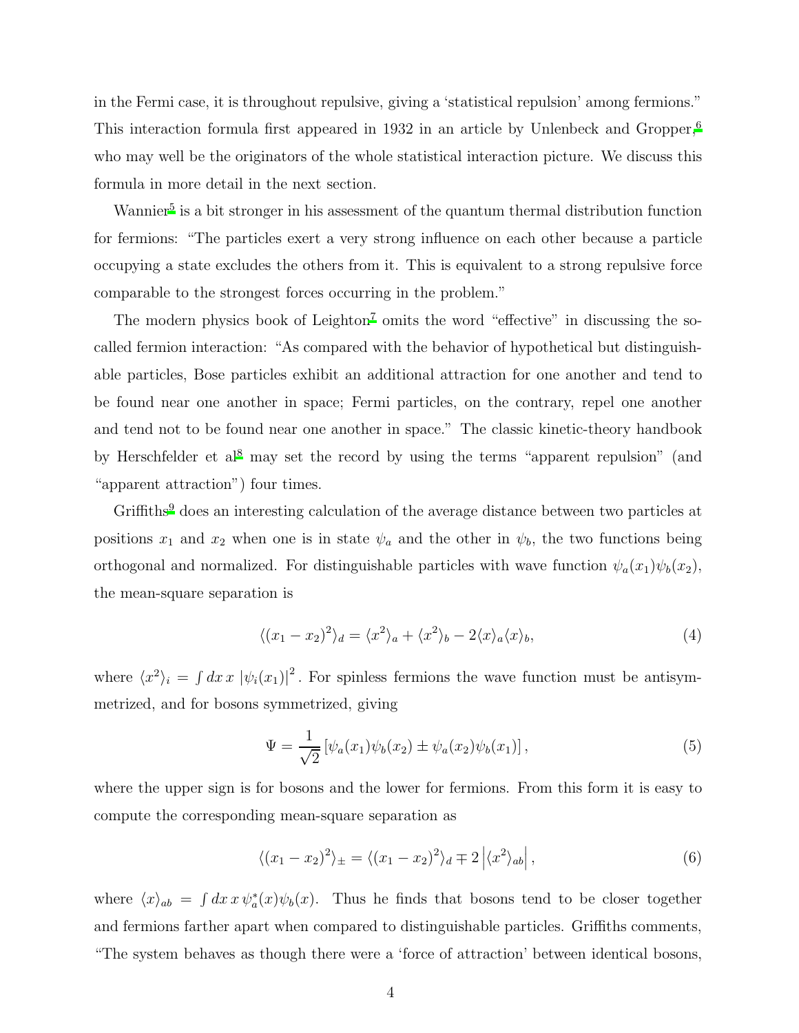in the Fermi case, it is throughout repulsive, giving a 'statistical repulsion' among fermions." This interaction formula first appeared in 1932 in an article by Unlenbeck and Gropper,[6] who may well be the originators of the whole statistical interaction picture. We discuss this formula in more detail in the next section.

Wannier[5] is a bit stronger in his assessment of the quantum thermal distribution function for fermions: "The particles exert a very strong influence on each other because a particle occupying a state excludes the others from it. This is equivalent to a strong repulsive force comparable to the strongest forces occurring in the problem."

The modern physics book of Leighton[7] omits the word "effective" in discussing the so-called fermion interaction: "As compared with the behavior of hypothetical but distinguishable particles, Bose particles exhibit an additional attraction for one another and tend to be found near one another in space; Fermi particles, on the contrary, repel one another and tend not to be found near one another in space." The classic kinetic-theory handbook by Herschfelder et al[8] may set the record by using the terms "apparent repulsion" (and "apparent attraction") four times.

Griffiths[9] does an interesting calculation of the average distance between two particles at positions $x_1$ and $x_2$ when one is in state $\psi_a$ and the other in $\psi_b$, the two functions being orthogonal and normalized. For distinguishable particles with wave function $\psi_a(x_1)\psi_b(x_2)$, the mean-square separation is

$$\langle (x_1 - x_2)^2 \rangle_d = \langle x^2 \rangle_a + \langle x^2 \rangle_b - 2\langle x \rangle_a \langle x \rangle_b, \tag{4}$$

where $\langle x^2 \rangle_i = \int dx\, x\, |\psi_i(x_1)|^2$. For spinless fermions the wave function must be antisymmetrized, and for bosons symmetrized, giving

$$\Psi = \frac{1}{\sqrt{2}} \left[ \psi_a(x_1)\psi_b(x_2) \pm \psi_a(x_2)\psi_b(x_1) \right], \tag{5}$$

where the upper sign is for bosons and the lower for fermions. From this form it is easy to compute the corresponding mean-square separation as

$$\langle (x_1 - x_2)^2 \rangle_\pm = \langle (x_1 - x_2)^2 \rangle_d \mp 2 \left| \langle x^2 \rangle_{ab} \right|, \tag{6}$$

where $\langle x \rangle_{ab} = \int dx\, x\, \psi_a^*(x)\psi_b(x)$. Thus he finds that bosons tend to be closer together and fermions farther apart when compared to distinguishable particles. Griffiths comments, "The system behaves as though there were a 'force of attraction' between identical bosons,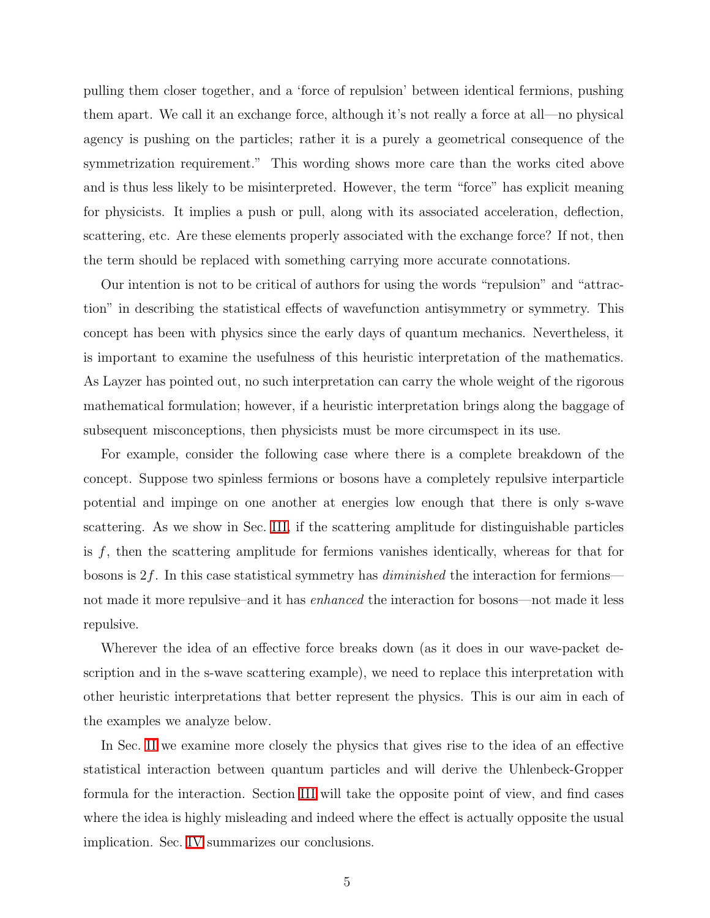pulling them closer together, and a 'force of repulsion' between identical fermions, pushing them apart. We call it an exchange force, although it's not really a force at all—no physical agency is pushing on the particles; rather it is a purely a geometrical consequence of the symmetrization requirement." This wording shows more care than the works cited above and is thus less likely to be misinterpreted. However, the term "force" has explicit meaning for physicists. It implies a push or pull, along with its associated acceleration, deflection, scattering, etc. Are these elements properly associated with the exchange force? If not, then the term should be replaced with something carrying more accurate connotations.

Our intention is not to be critical of authors for using the words "repulsion" and "attraction" in describing the statistical effects of wavefunction antisymmetry or symmetry. This concept has been with physics since the early days of quantum mechanics. Nevertheless, it is important to examine the usefulness of this heuristic interpretation of the mathematics. As Layzer has pointed out, no such interpretation can carry the whole weight of the rigorous mathematical formulation; however, if a heuristic interpretation brings along the baggage of subsequent misconceptions, then physicists must be more circumspect in its use.

For example, consider the following case where there is a complete breakdown of the concept. Suppose two spinless fermions or bosons have a completely repulsive interparticle potential and impinge on one another at energies low enough that there is only s-wave scattering. As we show in Sec. III, if the scattering amplitude for distinguishable particles is $f$, then the scattering amplitude for fermions vanishes identically, whereas for that for bosons is $2f$. In this case statistical symmetry has *diminished* the interaction for fermions—not made it more repulsive–and it has *enhanced* the interaction for bosons—not made it less repulsive.

Wherever the idea of an effective force breaks down (as it does in our wave-packet description and in the s-wave scattering example), we need to replace this interpretation with other heuristic interpretations that better represent the physics. This is our aim in each of the examples we analyze below.

In Sec. II we examine more closely the physics that gives rise to the idea of an effective statistical interaction between quantum particles and will derive the Uhlenbeck-Gropper formula for the interaction. Section III will take the opposite point of view, and find cases where the idea is highly misleading and indeed where the effect is actually opposite the usual implication. Sec. IV summarizes our conclusions.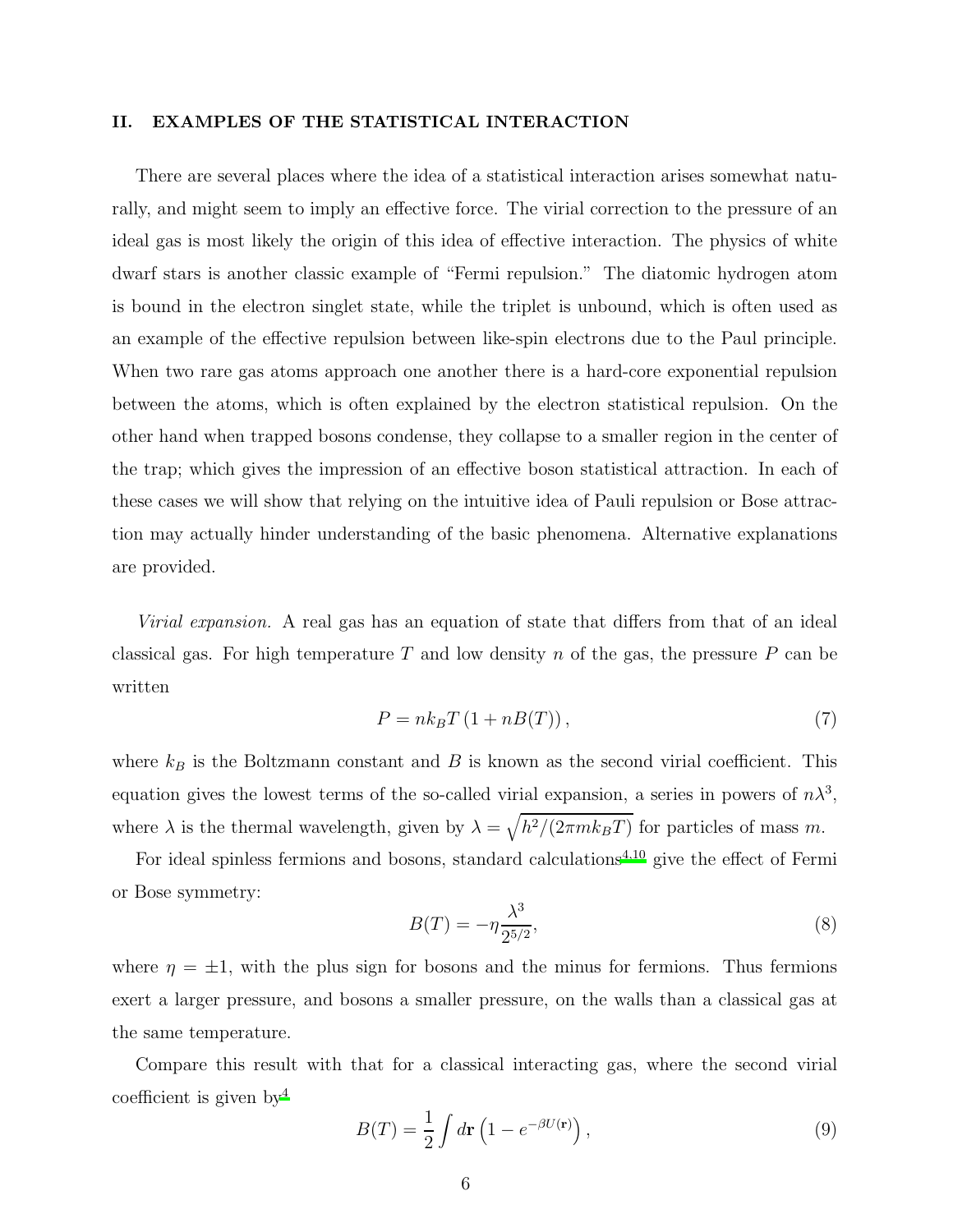## II. EXAMPLES OF THE STATISTICAL INTERACTION

There are several places where the idea of a statistical interaction arises somewhat naturally, and might seem to imply an effective force. The virial correction to the pressure of an ideal gas is most likely the origin of this idea of effective interaction. The physics of white dwarf stars is another classic example of "Fermi repulsion." The diatomic hydrogen atom is bound in the electron singlet state, while the triplet is unbound, which is often used as an example of the effective repulsion between like-spin electrons due to the Paul principle. When two rare gas atoms approach one another there is a hard-core exponential repulsion between the atoms, which is often explained by the electron statistical repulsion. On the other hand when trapped bosons condense, they collapse to a smaller region in the center of the trap; which gives the impression of an effective boson statistical attraction. In each of these cases we will show that relying on the intuitive idea of Pauli repulsion or Bose attraction may actually hinder understanding of the basic phenomena. Alternative explanations are provided.

*Virial expansion.* A real gas has an equation of state that differs from that of an ideal classical gas. For high temperature $T$ and low density $n$ of the gas, the pressure $P$ can be written

$$P = nk_BT\left(1 + nB(T)\right), \tag{7}$$

where $k_B$ is the Boltzmann constant and $B$ is known as the second virial coefficient. This equation gives the lowest terms of the so-called virial expansion, a series in powers of $n\lambda^3$, where $\lambda$ is the thermal wavelength, given by $\lambda = \sqrt{h^2/(2\pi m k_B T)}$ for particles of mass $m$.

For ideal spinless fermions and bosons, standard calculations[4,10] give the effect of Fermi or Bose symmetry:

$$B(T) = -\eta\frac{\lambda^3}{2^{5/2}}, \tag{8}$$

where $\eta = \pm 1$, with the plus sign for bosons and the minus for fermions. Thus fermions exert a larger pressure, and bosons a smaller pressure, on the walls than a classical gas at the same temperature.

Compare this result with that for a classical interacting gas, where the second virial coefficient is given by[4]

$$B(T) = \frac{1}{2}\int d\mathbf{r}\left(1 - e^{-\beta U(\mathbf{r})}\right), \tag{9}$$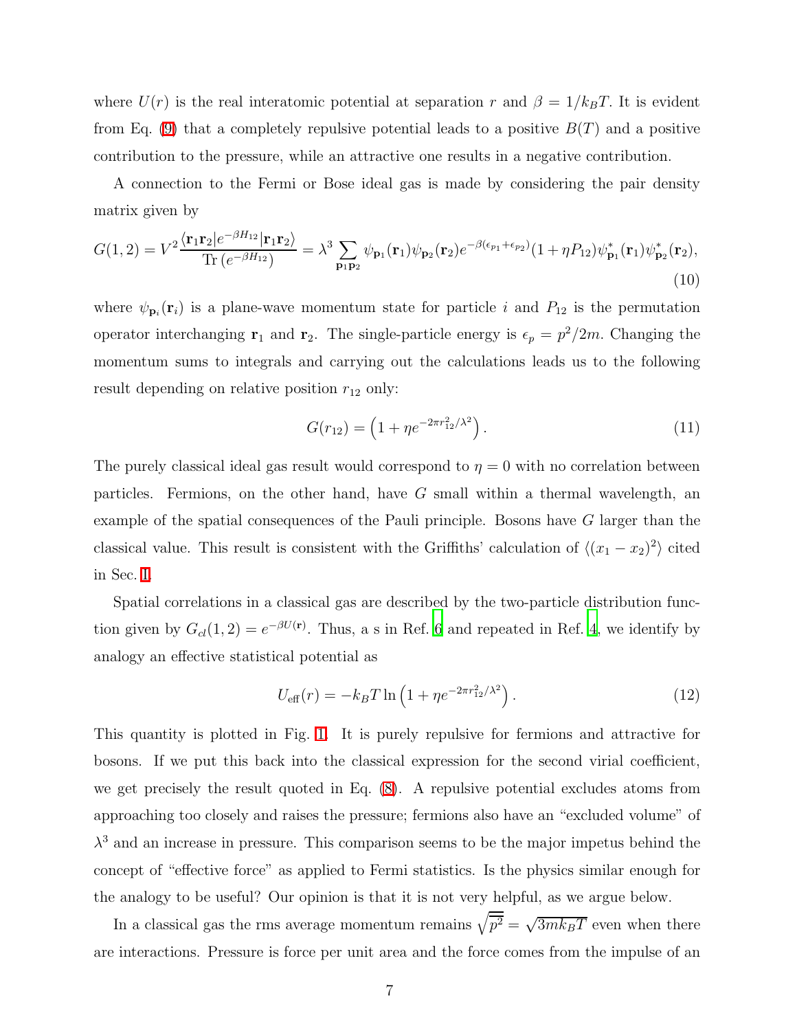where $U(r)$ is the real interatomic potential at separation $r$ and $\beta = 1/k_BT$. It is evident from Eq. (9) that a completely repulsive potential leads to a positive $B(T)$ and a positive contribution to the pressure, while an attractive one results in a negative contribution.

A connection to the Fermi or Bose ideal gas is made by considering the pair density matrix given by

$$G(1,2) = V^2 \frac{\langle \mathbf{r}_1\mathbf{r}_2|e^{-\beta H_{12}}|\mathbf{r}_1\mathbf{r}_2\rangle}{\mathrm{Tr}\left(e^{-\beta H_{12}}\right)} = \lambda^3 \sum_{\mathbf{p}_1\mathbf{p}_2} \psi_{\mathbf{p}_1}(\mathbf{r}_1)\psi_{\mathbf{p}_2}(\mathbf{r}_2)e^{-\beta(\epsilon_{p_1}+\epsilon_{p_2})}(1+\eta P_{12})\psi^*_{\mathbf{p}_1}(\mathbf{r}_1)\psi^*_{\mathbf{p}_2}(\mathbf{r}_2), \tag{10}$$

where $\psi_{\mathbf{p}_i}(\mathbf{r}_i)$ is a plane-wave momentum state for particle $i$ and $P_{12}$ is the permutation operator interchanging $\mathbf{r}_1$ and $\mathbf{r}_2$. The single-particle energy is $\epsilon_p = p^2/2m$. Changing the momentum sums to integrals and carrying out the calculations leads us to the following result depending on relative position $r_{12}$ only:

$$G(r_{12}) = \left(1 + \eta e^{-2\pi r_{12}^2/\lambda^2}\right). \tag{11}$$

The purely classical ideal gas result would correspond to $\eta = 0$ with no correlation between particles. Fermions, on the other hand, have $G$ small within a thermal wavelength, an example of the spatial consequences of the Pauli principle. Bosons have $G$ larger than the classical value. This result is consistent with the Griffiths' calculation of $\langle (x_1 - x_2)^2 \rangle$ cited in Sec. I.

Spatial correlations in a classical gas are described by the two-particle distribution function given by $G_{cl}(1,2) = e^{-\beta U(\mathbf{r})}$. Thus, a s in Ref. 6 and repeated in Ref. 4, we identify by analogy an effective statistical potential as

$$U_{\mathrm{eff}}(r) = -k_BT \ln\left(1 + \eta e^{-2\pi r_{12}^2/\lambda^2}\right). \tag{12}$$

This quantity is plotted in Fig. 1. It is purely repulsive for fermions and attractive for bosons. If we put this back into the classical expression for the second virial coefficient, we get precisely the result quoted in Eq. (8). A repulsive potential excludes atoms from approaching too closely and raises the pressure; fermions also have an "excluded volume" of $\lambda^3$ and an increase in pressure. This comparison seems to be the major impetus behind the concept of "effective force" as applied to Fermi statistics. Is the physics similar enough for the analogy to be useful? Our opinion is that it is not very helpful, as we argue below.

In a classical gas the rms average momentum remains $\sqrt{\overline{p^2}} = \sqrt{3mk_BT}$ even when there are interactions. Pressure is force per unit area and the force comes from the impulse of an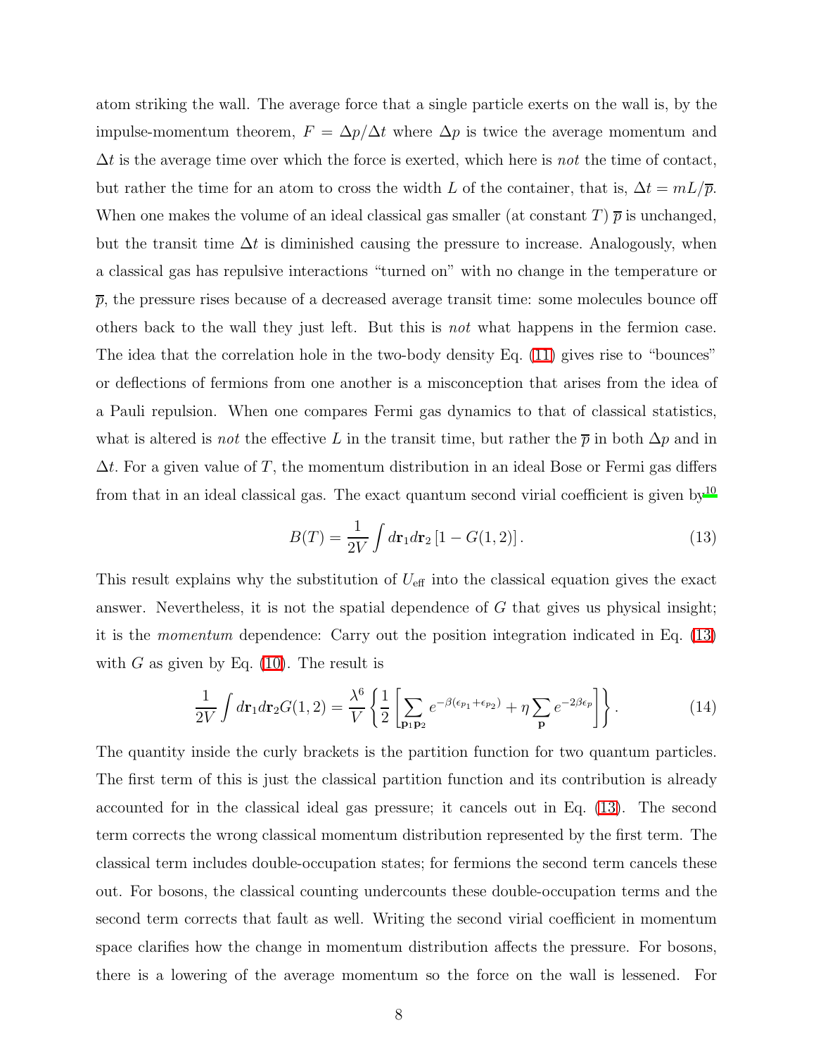atom striking the wall. The average force that a single particle exerts on the wall is, by the impulse-momentum theorem, $F = \Delta p/\Delta t$ where $\Delta p$ is twice the average momentum and $\Delta t$ is the average time over which the force is exerted, which here is *not* the time of contact, but rather the time for an atom to cross the width $L$ of the container, that is, $\Delta t = mL/\overline{p}$. When one makes the volume of an ideal classical gas smaller (at constant $T$) $\overline{p}$ is unchanged, but the transit time $\Delta t$ is diminished causing the pressure to increase. Analogously, when a classical gas has repulsive interactions "turned on" with no change in the temperature or $\overline{p}$, the pressure rises because of a decreased average transit time: some molecules bounce off others back to the wall they just left. But this is *not* what happens in the fermion case. The idea that the correlation hole in the two-body density Eq. (11) gives rise to "bounces" or deflections of fermions from one another is a misconception that arises from the idea of a Pauli repulsion. When one compares Fermi gas dynamics to that of classical statistics, what is altered is *not* the effective $L$ in the transit time, but rather the $\overline{p}$ in both $\Delta p$ and in $\Delta t$. For a given value of $T$, the momentum distribution in an ideal Bose or Fermi gas differs from that in an ideal classical gas. The exact quantum second virial coefficient is given by[10]

$$B(T) = \frac{1}{2V}\int d\mathbf{r}_1 d\mathbf{r}_2 \left[1 - G(1,2)\right]. \tag{13}$$

This result explains why the substitution of $U_{\text{eff}}$ into the classical equation gives the exact answer. Nevertheless, it is not the spatial dependence of $G$ that gives us physical insight; it is the *momentum* dependence: Carry out the position integration indicated in Eq. (13) with $G$ as given by Eq. (10). The result is

$$\frac{1}{2V}\int d\mathbf{r}_1 d\mathbf{r}_2 G(1,2) = \frac{\lambda^6}{V}\left\{\frac{1}{2}\left[\sum_{\mathbf{p}_1\mathbf{p}_2} e^{-\beta(\epsilon_{p_1}+\epsilon_{p_2})} + \eta \sum_{\mathbf{p}} e^{-2\beta\epsilon_p}\right]\right\}. \tag{14}$$

The quantity inside the curly brackets is the partition function for two quantum particles. The first term of this is just the classical partition function and its contribution is already accounted for in the classical ideal gas pressure; it cancels out in Eq. (13). The second term corrects the wrong classical momentum distribution represented by the first term. The classical term includes double-occupation states; for fermions the second term cancels these out. For bosons, the classical counting undercounts these double-occupation terms and the second term corrects that fault as well. Writing the second virial coefficient in momentum space clarifies how the change in momentum distribution affects the pressure. For bosons, there is a lowering of the average momentum so the force on the wall is lessened. For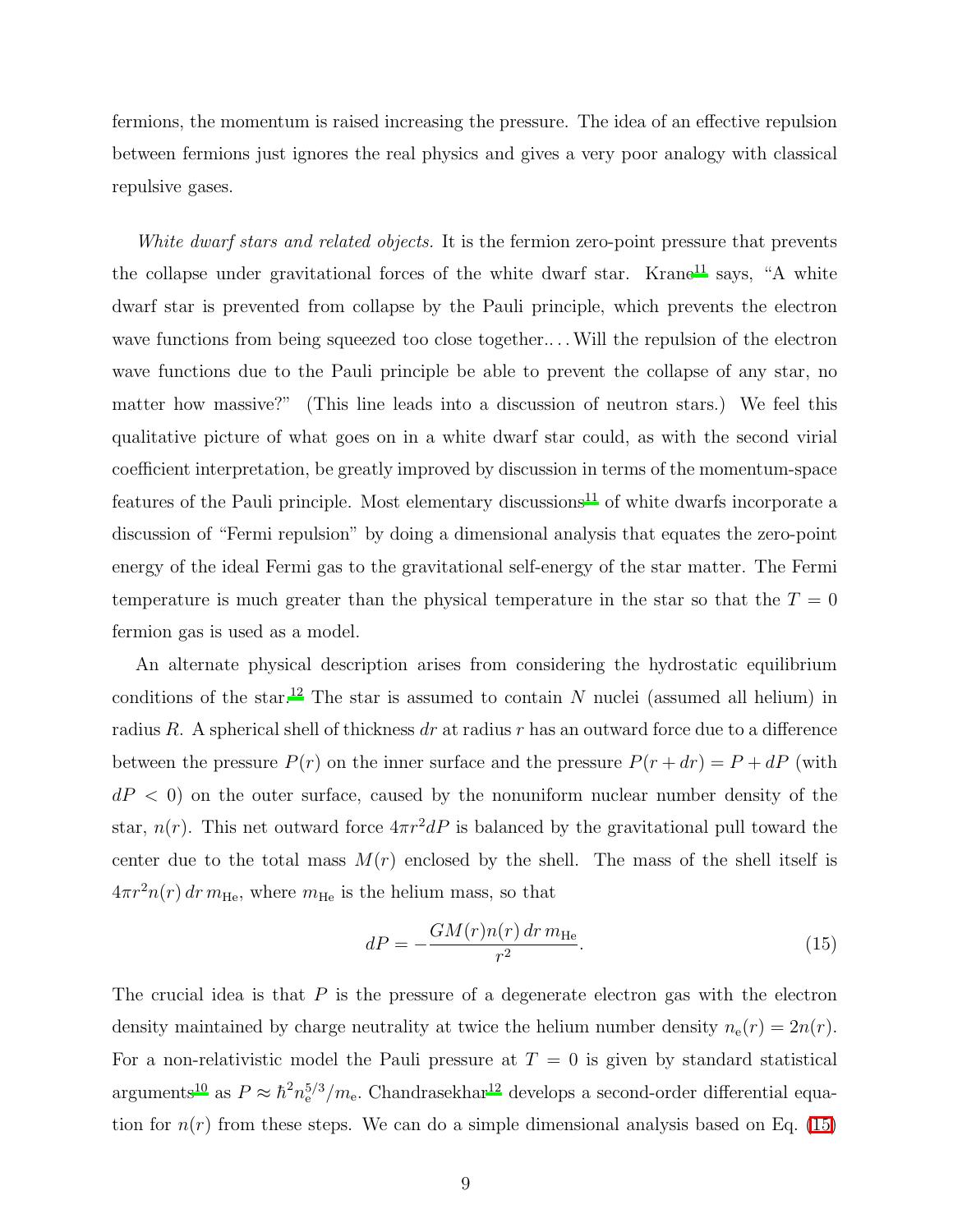fermions, the momentum is raised increasing the pressure. The idea of an effective repulsion between fermions just ignores the real physics and gives a very poor analogy with classical repulsive gases.

*White dwarf stars and related objects.* It is the fermion zero-point pressure that prevents the collapse under gravitational forces of the white dwarf star. Krane[11] says, "A white dwarf star is prevented from collapse by the Pauli principle, which prevents the electron wave functions from being squeezed too close together.... Will the repulsion of the electron wave functions due to the Pauli principle be able to prevent the collapse of any star, no matter how massive?" (This line leads into a discussion of neutron stars.) We feel this qualitative picture of what goes on in a white dwarf star could, as with the second virial coefficient interpretation, be greatly improved by discussion in terms of the momentum-space features of the Pauli principle. Most elementary discussions[11] of white dwarfs incorporate a discussion of "Fermi repulsion" by doing a dimensional analysis that equates the zero-point energy of the ideal Fermi gas to the gravitational self-energy of the star matter. The Fermi temperature is much greater than the physical temperature in the star so that the $T = 0$ fermion gas is used as a model.

An alternate physical description arises from considering the hydrostatic equilibrium conditions of the star.[12] The star is assumed to contain $N$ nuclei (assumed all helium) in radius $R$. A spherical shell of thickness $dr$ at radius $r$ has an outward force due to a difference between the pressure $P(r)$ on the inner surface and the pressure $P(r + dr) = P + dP$ (with $dP < 0$) on the outer surface, caused by the nonuniform nuclear number density of the star, $n(r)$. This net outward force $4\pi r^2 dP$ is balanced by the gravitational pull toward the center due to the total mass $M(r)$ enclosed by the shell. The mass of the shell itself is $4\pi r^2 n(r)\, dr\, m_{\mathrm{He}}$, where $m_{\mathrm{He}}$ is the helium mass, so that

$$dP = -\frac{GM(r)n(r)\, dr\, m_{\mathrm{He}}}{r^2}. \tag{15}$$

The crucial idea is that $P$ is the pressure of a degenerate electron gas with the electron density maintained by charge neutrality at twice the helium number density $n_{\mathrm{e}}(r) = 2n(r)$. For a non-relativistic model the Pauli pressure at $T = 0$ is given by standard statistical arguments[10] as $P \approx \hbar^2 n_{\mathrm{e}}^{5/3}/m_{\mathrm{e}}$. Chandrasekhar[12] develops a second-order differential equation for $n(r)$ from these steps. We can do a simple dimensional analysis based on Eq. (15)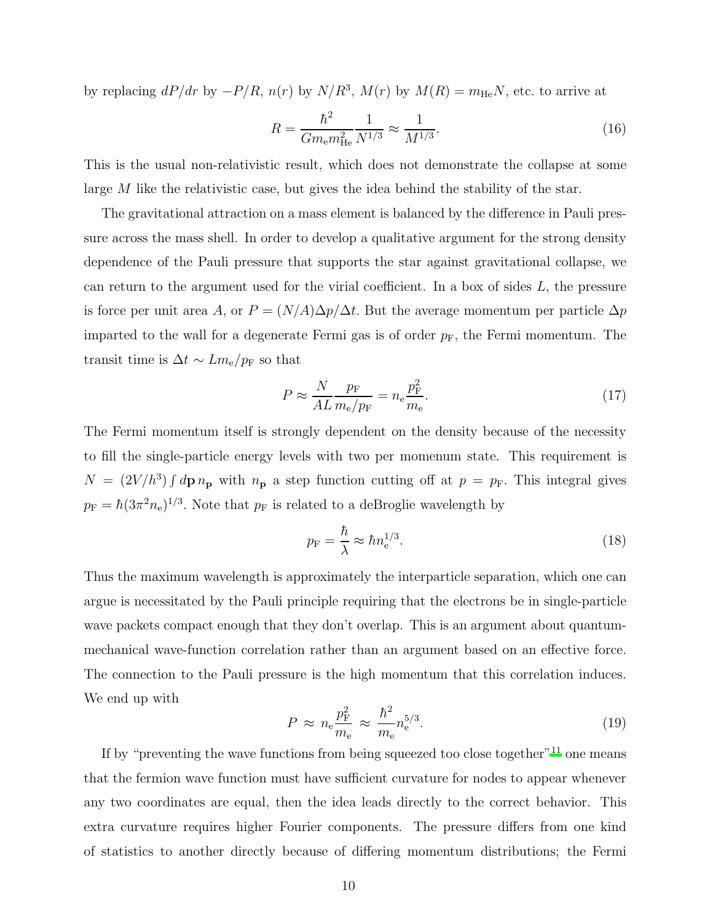by replacing $dP/dr$ by $-P/R$, $n(r)$ by $N/R^3$, $M(r)$ by $M(R) = m_{\rm He}N$, etc. to arrive at

$$R = \frac{\hbar^2}{Gm_{\rm e}m_{\rm He}^2}\frac{1}{N^{1/3}} \approx \frac{1}{M^{1/3}}. \tag{16}$$

This is the usual non-relativistic result, which does not demonstrate the collapse at some large $M$ like the relativistic case, but gives the idea behind the stability of the star.

The gravitational attraction on a mass element is balanced by the difference in Pauli pressure across the mass shell. In order to develop a qualitative argument for the strong density dependence of the Pauli pressure that supports the star against gravitational collapse, we can return to the argument used for the virial coefficient. In a box of sides $L$, the pressure is force per unit area $A$, or $P = (N/A)\Delta p/\Delta t$. But the average momentum per particle $\Delta p$ imparted to the wall for a degenerate Fermi gas is of order $p_{\rm F}$, the Fermi momentum. The transit time is $\Delta t \sim Lm_{\rm e}/p_{\rm F}$ so that

$$P \approx \frac{N}{AL}\frac{p_{\rm F}}{m_{\rm e}/p_{\rm F}} = n_{\rm e}\frac{p_{\rm F}^2}{m_{\rm e}}. \tag{17}$$

The Fermi momentum itself is strongly dependent on the density because of the necessity to fill the single-particle energy levels with two per momenum state. This requirement is $N = (2V/h^3)\int d\mathbf{p}\, n_{\mathbf{p}}$ with $n_{\mathbf{p}}$ a step function cutting off at $p = p_{\rm F}$. This integral gives $p_{\rm F} = \hbar(3\pi^2 n_{\rm e})^{1/3}$. Note that $p_{\rm F}$ is related to a deBroglie wavelength by

$$p_{\rm F} = \frac{\hbar}{\lambda} \approx \hbar n_{\rm e}^{1/3}. \tag{18}$$

Thus the maximum wavelength is approximately the interparticle separation, which one can argue is necessitated by the Pauli principle requiring that the electrons be in single-particle wave packets compact enough that they don't overlap. This is an argument about quantum-mechanical wave-function correlation rather than an argument based on an effective force. The connection to the Pauli pressure is the high momentum that this correlation induces. We end up with

$$P \approx n_{\rm e}\frac{p_{\rm F}^2}{m_{\rm e}} \approx \frac{\hbar^2}{m_{\rm e}}n_{\rm e}^{5/3}. \tag{19}$$

If by "preventing the wave functions from being squeezed too close together"[11] one means that the fermion wave function must have sufficient curvature for nodes to appear whenever any two coordinates are equal, then the idea leads directly to the correct behavior. This extra curvature requires higher Fourier components. The pressure differs from one kind of statistics to another directly because of differing momentum distributions; the Fermi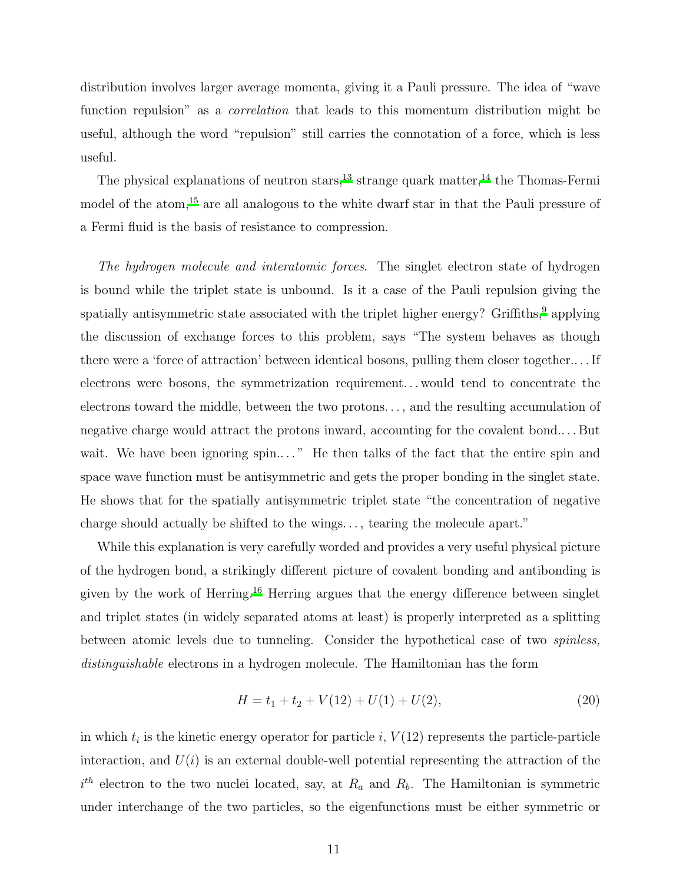distribution involves larger average momenta, giving it a Pauli pressure. The idea of "wave function repulsion" as a *correlation* that leads to this momentum distribution might be useful, although the word "repulsion" still carries the connotation of a force, which is less useful.

The physical explanations of neutron stars,[13] strange quark matter,[14] the Thomas-Fermi model of the atom,[15] are all analogous to the white dwarf star in that the Pauli pressure of a Fermi fluid is the basis of resistance to compression.

*The hydrogen molecule and interatomic forces*. The singlet electron state of hydrogen is bound while the triplet state is unbound. Is it a case of the Pauli repulsion giving the spatially antisymmetric state associated with the triplet higher energy? Griffiths,[9] applying the discussion of exchange forces to this problem, says "The system behaves as though there were a 'force of attraction' between identical bosons, pulling them closer together.... If electrons were bosons, the symmetrization requirement... would tend to concentrate the electrons toward the middle, between the two protons..., and the resulting accumulation of negative charge would attract the protons inward, accounting for the covalent bond.... But wait. We have been ignoring spin...." He then talks of the fact that the entire spin and space wave function must be antisymmetric and gets the proper bonding in the singlet state. He shows that for the spatially antisymmetric triplet state "the concentration of negative charge should actually be shifted to the wings..., tearing the molecule apart."

While this explanation is very carefully worded and provides a very useful physical picture of the hydrogen bond, a strikingly different picture of covalent bonding and antibonding is given by the work of Herring.[16] Herring argues that the energy difference between singlet and triplet states (in widely separated atoms at least) is properly interpreted as a splitting between atomic levels due to tunneling. Consider the hypothetical case of two *spinless, distinguishable* electrons in a hydrogen molecule. The Hamiltonian has the form

$$H = t_1 + t_2 + V(12) + U(1) + U(2), \tag{20}$$

in which $t_i$ is the kinetic energy operator for particle $i$, $V(12)$ represents the particle-particle interaction, and $U(i)$ is an external double-well potential representing the attraction of the $i^{th}$ electron to the two nuclei located, say, at $R_a$ and $R_b$. The Hamiltonian is symmetric under interchange of the two particles, so the eigenfunctions must be either symmetric or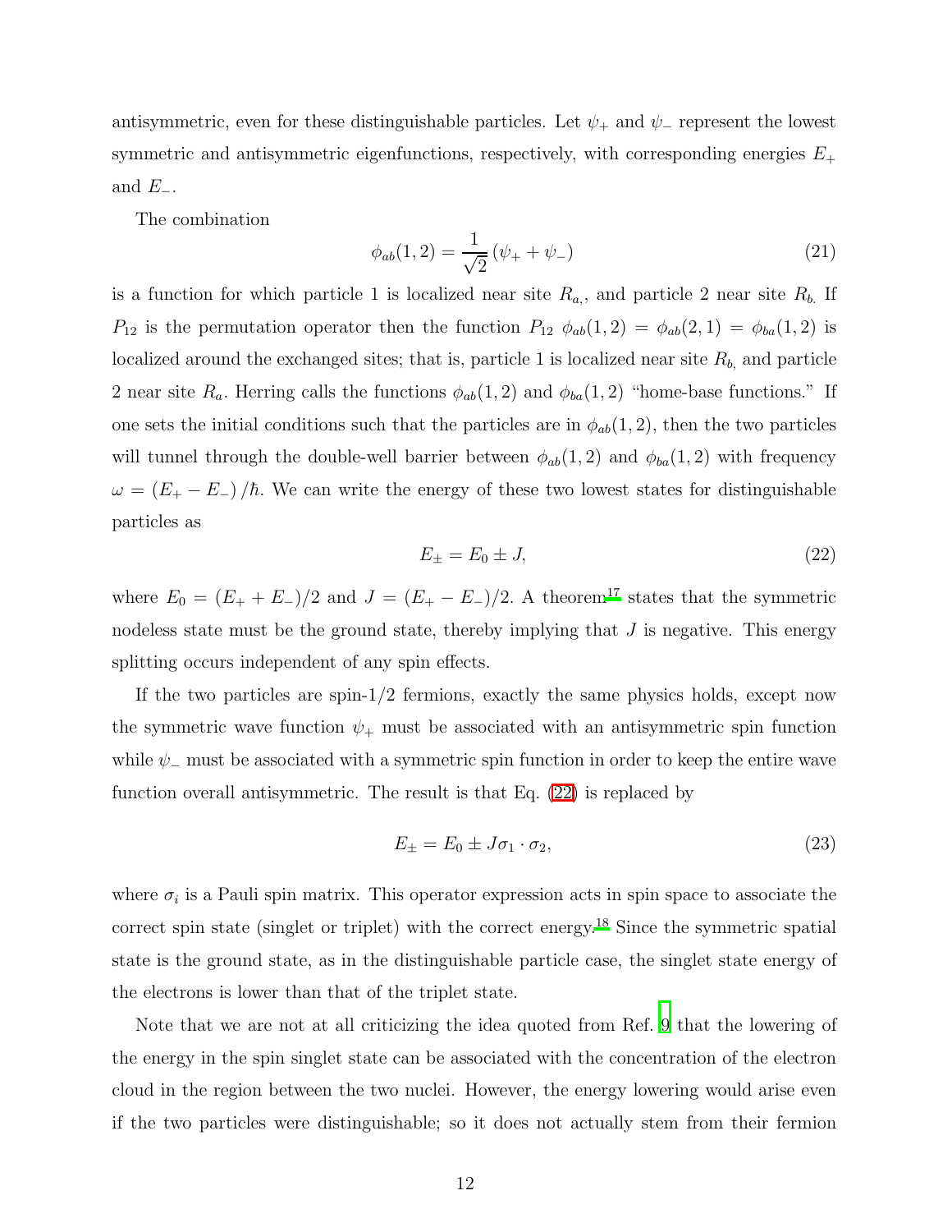antisymmetric, even for these distinguishable particles. Let $\psi_+$ and $\psi_-$ represent the lowest symmetric and antisymmetric eigenfunctions, respectively, with corresponding energies $E_+$ and $E_-$.

The combination

$$\phi_{ab}(1,2) = \frac{1}{\sqrt{2}}\left(\psi_+ + \psi_-\right) \tag{21}$$

is a function for which particle 1 is localized near site $R_{a,}$, and particle 2 near site $R_{b.}$ If $P_{12}$ is the permutation operator then the function $P_{12}\ \phi_{ab}(1,2) = \phi_{ab}(2,1) = \phi_{ba}(1,2)$ is localized around the exchanged sites; that is, particle 1 is localized near site $R_{b,}$ and particle 2 near site $R_a$. Herring calls the functions $\phi_{ab}(1,2)$ and $\phi_{ba}(1,2)$ "home-base functions." If one sets the initial conditions such that the particles are in $\phi_{ab}(1,2)$, then the two particles will tunnel through the double-well barrier between $\phi_{ab}(1,2)$ and $\phi_{ba}(1,2)$ with frequency $\omega = \left(E_+ - E_-\right)/\hbar$. We can write the energy of these two lowest states for distinguishable particles as

$$E_\pm = E_0 \pm J, \tag{22}$$

where $E_0 = (E_+ + E_-)/2$ and $J = (E_+ - E_-)/2$. A theorem[17] states that the symmetric nodeless state must be the ground state, thereby implying that $J$ is negative. This energy splitting occurs independent of any spin effects.

If the two particles are spin-1/2 fermions, exactly the same physics holds, except now the symmetric wave function $\psi_+$ must be associated with an antisymmetric spin function while $\psi_-$ must be associated with a symmetric spin function in order to keep the entire wave function overall antisymmetric. The result is that Eq. (22) is replaced by

$$E_\pm = E_0 \pm J\sigma_1 \cdot \sigma_2, \tag{23}$$

where $\sigma_i$ is a Pauli spin matrix. This operator expression acts in spin space to associate the correct spin state (singlet or triplet) with the correct energy.[18] Since the symmetric spatial state is the ground state, as in the distinguishable particle case, the singlet state energy of the electrons is lower than that of the triplet state.

Note that we are not at all criticizing the idea quoted from Ref. 9 that the lowering of the energy in the spin singlet state can be associated with the concentration of the electron cloud in the region between the two nuclei. However, the energy lowering would arise even if the two particles were distinguishable; so it does not actually stem from their fermion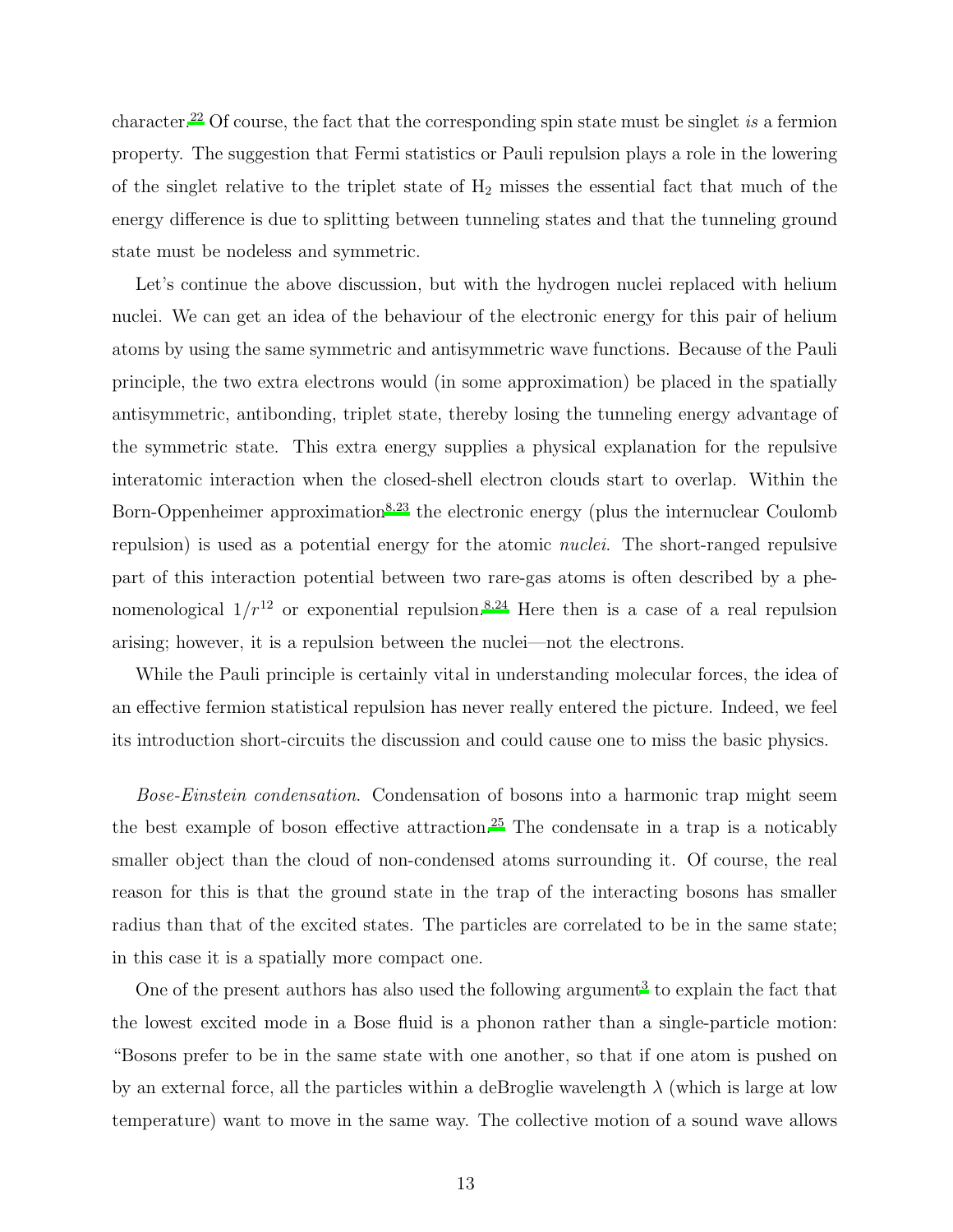character.[22] Of course, the fact that the corresponding spin state must be singlet *is* a fermion property. The suggestion that Fermi statistics or Pauli repulsion plays a role in the lowering of the singlet relative to the triplet state of $H_2$ misses the essential fact that much of the energy difference is due to splitting between tunneling states and that the tunneling ground state must be nodeless and symmetric.

Let's continue the above discussion, but with the hydrogen nuclei replaced with helium nuclei. We can get an idea of the behaviour of the electronic energy for this pair of helium atoms by using the same symmetric and antisymmetric wave functions. Because of the Pauli principle, the two extra electrons would (in some approximation) be placed in the spatially antisymmetric, antibonding, triplet state, thereby losing the tunneling energy advantage of the symmetric state. This extra energy supplies a physical explanation for the repulsive interatomic interaction when the closed-shell electron clouds start to overlap. Within the Born-Oppenheimer approximation[8,23] the electronic energy (plus the internuclear Coulomb repulsion) is used as a potential energy for the atomic *nuclei*. The short-ranged repulsive part of this interaction potential between two rare-gas atoms is often described by a phenomenological $1/r^{12}$ or exponential repulsion.[8,24] Here then is a case of a real repulsion arising; however, it is a repulsion between the nuclei—not the electrons.

While the Pauli principle is certainly vital in understanding molecular forces, the idea of an effective fermion statistical repulsion has never really entered the picture. Indeed, we feel its introduction short-circuits the discussion and could cause one to miss the basic physics.

*Bose-Einstein condensation*. Condensation of bosons into a harmonic trap might seem the best example of boson effective attraction.[25] The condensate in a trap is a noticably smaller object than the cloud of non-condensed atoms surrounding it. Of course, the real reason for this is that the ground state in the trap of the interacting bosons has smaller radius than that of the excited states. The particles are correlated to be in the same state; in this case it is a spatially more compact one.

One of the present authors has also used the following argument[3] to explain the fact that the lowest excited mode in a Bose fluid is a phonon rather than a single-particle motion: "Bosons prefer to be in the same state with one another, so that if one atom is pushed on by an external force, all the particles within a deBroglie wavelength $\lambda$ (which is large at low temperature) want to move in the same way. The collective motion of a sound wave allows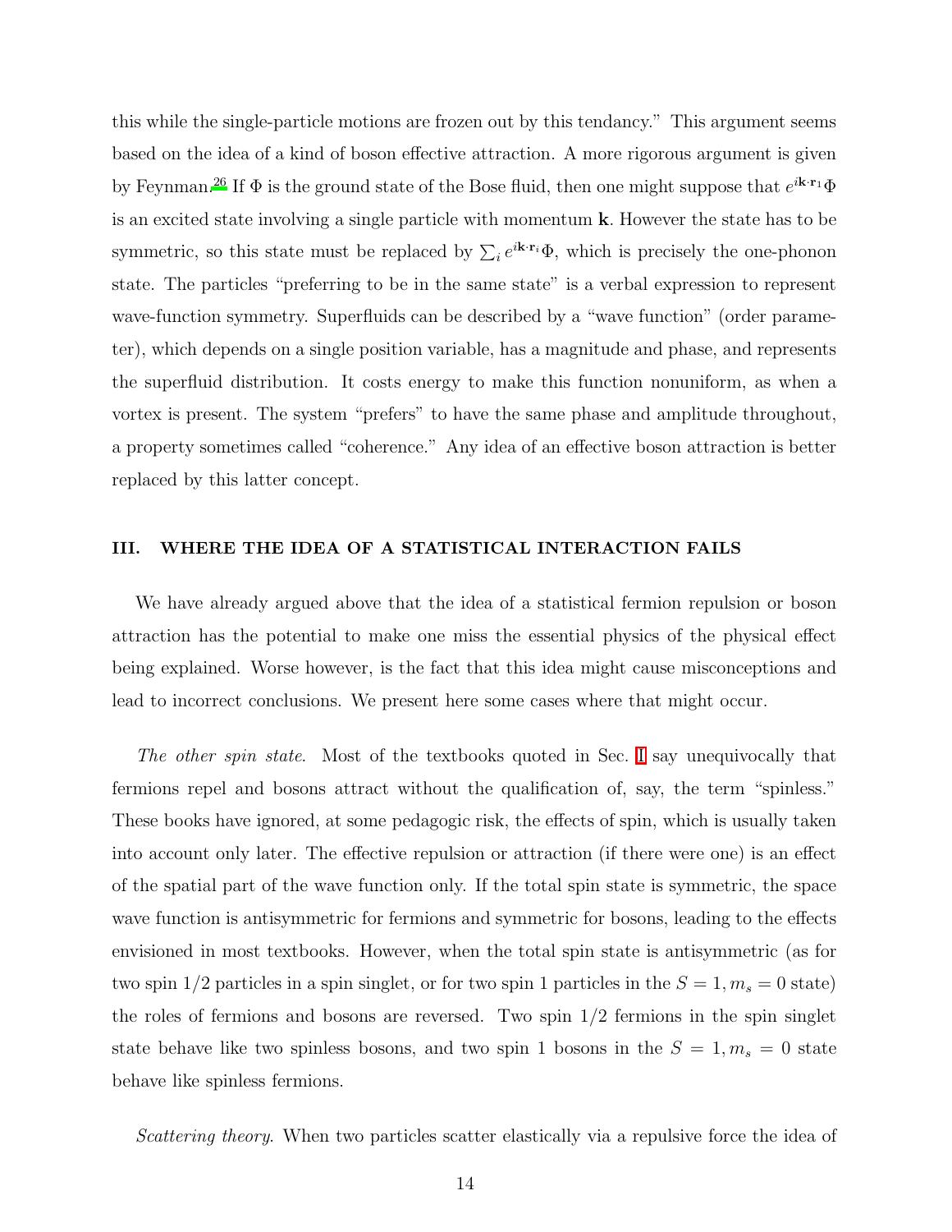this while the single-particle motions are frozen out by this tendancy." This argument seems based on the idea of a kind of boson effective attraction. A more rigorous argument is given by Feynman.[26] If $\Phi$ is the ground state of the Bose fluid, then one might suppose that $e^{i\mathbf{k}\cdot\mathbf{r}_1}\Phi$ is an excited state involving a single particle with momentum $\mathbf{k}$. However the state has to be symmetric, so this state must be replaced by $\sum_i e^{i\mathbf{k}\cdot\mathbf{r}_i}\Phi$, which is precisely the one-phonon state. The particles "preferring to be in the same state" is a verbal expression to represent wave-function symmetry. Superfluids can be described by a "wave function" (order parameter), which depends on a single position variable, has a magnitude and phase, and represents the superfluid distribution. It costs energy to make this function nonuniform, as when a vortex is present. The system "prefers" to have the same phase and amplitude throughout, a property sometimes called "coherence." Any idea of an effective boson attraction is better replaced by this latter concept.

## III. WHERE THE IDEA OF A STATISTICAL INTERACTION FAILS

We have already argued above that the idea of a statistical fermion repulsion or boson attraction has the potential to make one miss the essential physics of the physical effect being explained. Worse however, is the fact that this idea might cause misconceptions and lead to incorrect conclusions. We present here some cases where that might occur.

*The other spin state*. Most of the textbooks quoted in Sec. I say unequivocally that fermions repel and bosons attract without the qualification of, say, the term "spinless." These books have ignored, at some pedagogic risk, the effects of spin, which is usually taken into account only later. The effective repulsion or attraction (if there were one) is an effect of the spatial part of the wave function only. If the total spin state is symmetric, the space wave function is antisymmetric for fermions and symmetric for bosons, leading to the effects envisioned in most textbooks. However, when the total spin state is antisymmetric (as for two spin $1/2$ particles in a spin singlet, or for two spin 1 particles in the $S = 1, m_s = 0$ state) the roles of fermions and bosons are reversed. Two spin $1/2$ fermions in the spin singlet state behave like two spinless bosons, and two spin 1 bosons in the $S = 1, m_s = 0$ state behave like spinless fermions.

*Scattering theory*. When two particles scatter elastically via a repulsive force the idea of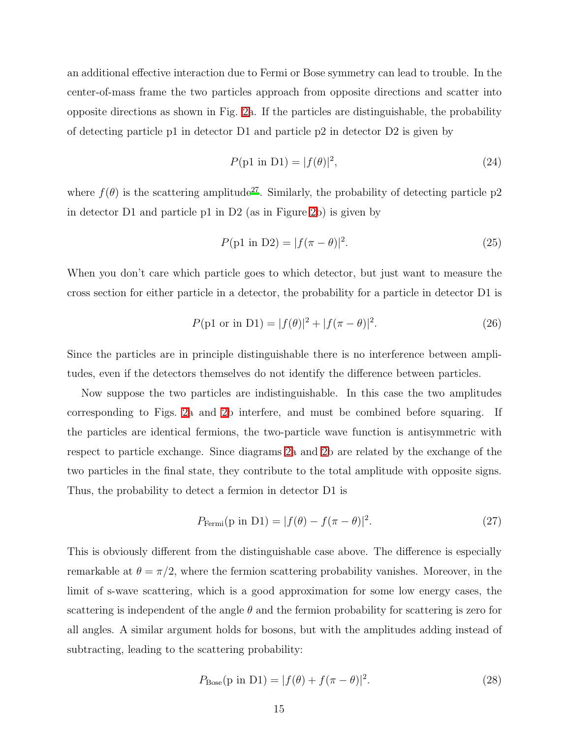an additional effective interaction due to Fermi or Bose symmetry can lead to trouble. In the center-of-mass frame the two particles approach from opposite directions and scatter into opposite directions as shown in Fig. 2a. If the particles are distinguishable, the probability of detecting particle p1 in detector D1 and particle p2 in detector D2 is given by

$$P(\text{p1 in D1}) = |f(\theta)|^2, \tag{24}$$

where $f(\theta)$ is the scattering amplitude[27]. Similarly, the probability of detecting particle p2 in detector D1 and particle p1 in D2 (as in Figure 2b) is given by

$$P(\text{p1 in D2}) = |f(\pi - \theta)|^2. \tag{25}$$

When you don't care which particle goes to which detector, but just want to measure the cross section for either particle in a detector, the probability for a particle in detector D1 is

$$P(\text{p1 or in D1}) = |f(\theta)|^2 + |f(\pi - \theta)|^2. \tag{26}$$

Since the particles are in principle distinguishable there is no interference between amplitudes, even if the detectors themselves do not identify the difference between particles.

Now suppose the two particles are indistinguishable. In this case the two amplitudes corresponding to Figs. 2a and 2b interfere, and must be combined before squaring. If the particles are identical fermions, the two-particle wave function is antisymmetric with respect to particle exchange. Since diagrams 2a and 2b are related by the exchange of the two particles in the final state, they contribute to the total amplitude with opposite signs. Thus, the probability to detect a fermion in detector D1 is

$$P_{\text{Fermi}}(\text{p in D1}) = |f(\theta) - f(\pi - \theta)|^2. \tag{27}$$

This is obviously different from the distinguishable case above. The difference is especially remarkable at $\theta = \pi/2$, where the fermion scattering probability vanishes. Moreover, in the limit of s-wave scattering, which is a good approximation for some low energy cases, the scattering is independent of the angle $\theta$ and the fermion probability for scattering is zero for all angles. A similar argument holds for bosons, but with the amplitudes adding instead of subtracting, leading to the scattering probability:

$$P_{\text{Bose}}(\text{p in D1}) = |f(\theta) + f(\pi - \theta)|^2. \tag{28}$$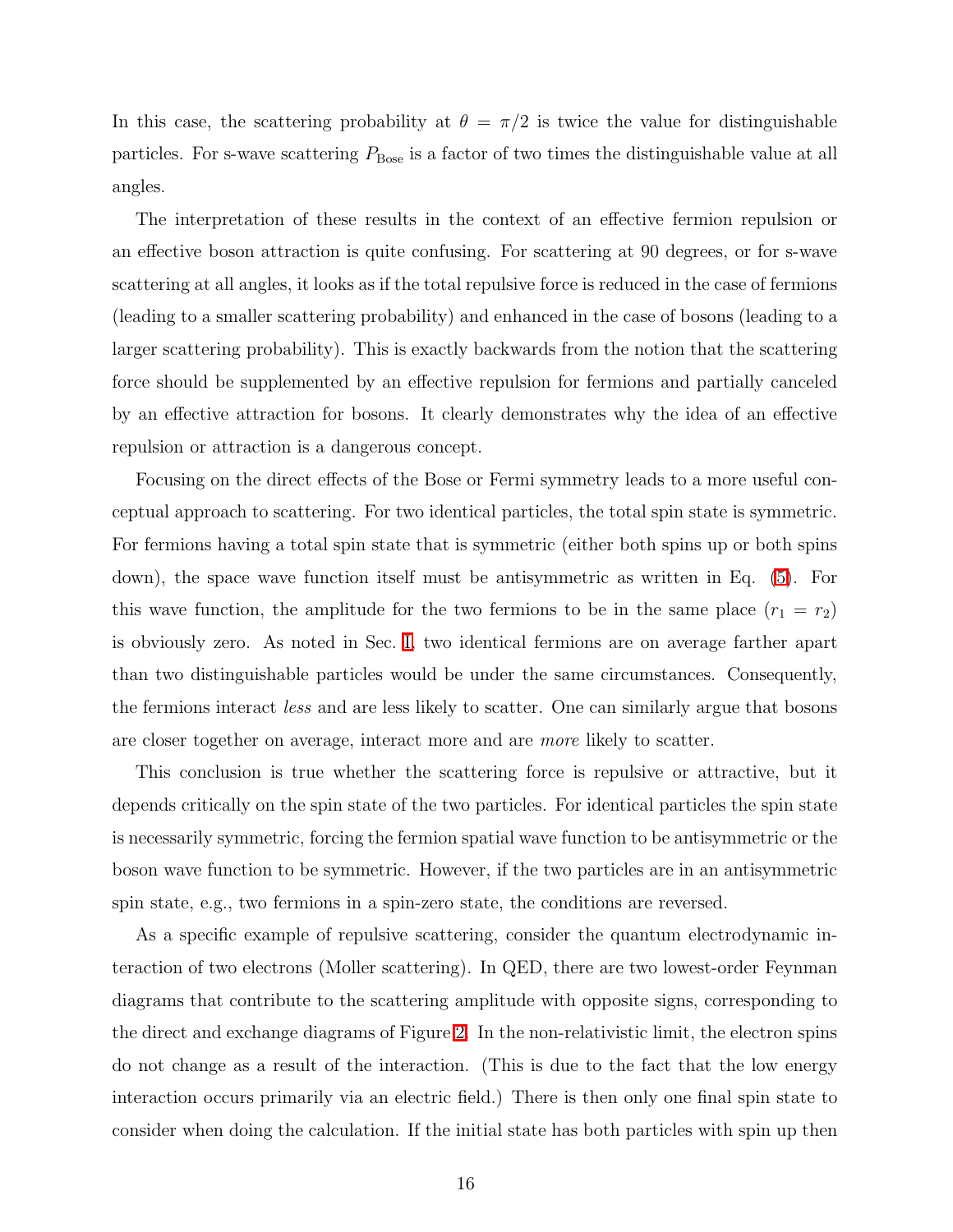In this case, the scattering probability at $\theta = \pi/2$ is twice the value for distinguishable particles. For s-wave scattering $P_{\text{Bose}}$ is a factor of two times the distinguishable value at all angles.

The interpretation of these results in the context of an effective fermion repulsion or an effective boson attraction is quite confusing. For scattering at 90 degrees, or for s-wave scattering at all angles, it looks as if the total repulsive force is reduced in the case of fermions (leading to a smaller scattering probability) and enhanced in the case of bosons (leading to a larger scattering probability). This is exactly backwards from the notion that the scattering force should be supplemented by an effective repulsion for fermions and partially canceled by an effective attraction for bosons. It clearly demonstrates why the idea of an effective repulsion or attraction is a dangerous concept.

Focusing on the direct effects of the Bose or Fermi symmetry leads to a more useful conceptual approach to scattering. For two identical particles, the total spin state is symmetric. For fermions having a total spin state that is symmetric (either both spins up or both spins down), the space wave function itself must be antisymmetric as written in Eq. (5). For this wave function, the amplitude for the two fermions to be in the same place ($r_1 = r_2$) is obviously zero. As noted in Sec. I, two identical fermions are on average farther apart than two distinguishable particles would be under the same circumstances. Consequently, the fermions interact *less* and are less likely to scatter. One can similarly argue that bosons are closer together on average, interact more and are *more* likely to scatter.

This conclusion is true whether the scattering force is repulsive or attractive, but it depends critically on the spin state of the two particles. For identical particles the spin state is necessarily symmetric, forcing the fermion spatial wave function to be antisymmetric or the boson wave function to be symmetric. However, if the two particles are in an antisymmetric spin state, e.g., two fermions in a spin-zero state, the conditions are reversed.

As a specific example of repulsive scattering, consider the quantum electrodynamic interaction of two electrons (Moller scattering). In QED, there are two lowest-order Feynman diagrams that contribute to the scattering amplitude with opposite signs, corresponding to the direct and exchange diagrams of Figure 2. In the non-relativistic limit, the electron spins do not change as a result of the interaction. (This is due to the fact that the low energy interaction occurs primarily via an electric field.) There is then only one final spin state to consider when doing the calculation. If the initial state has both particles with spin up then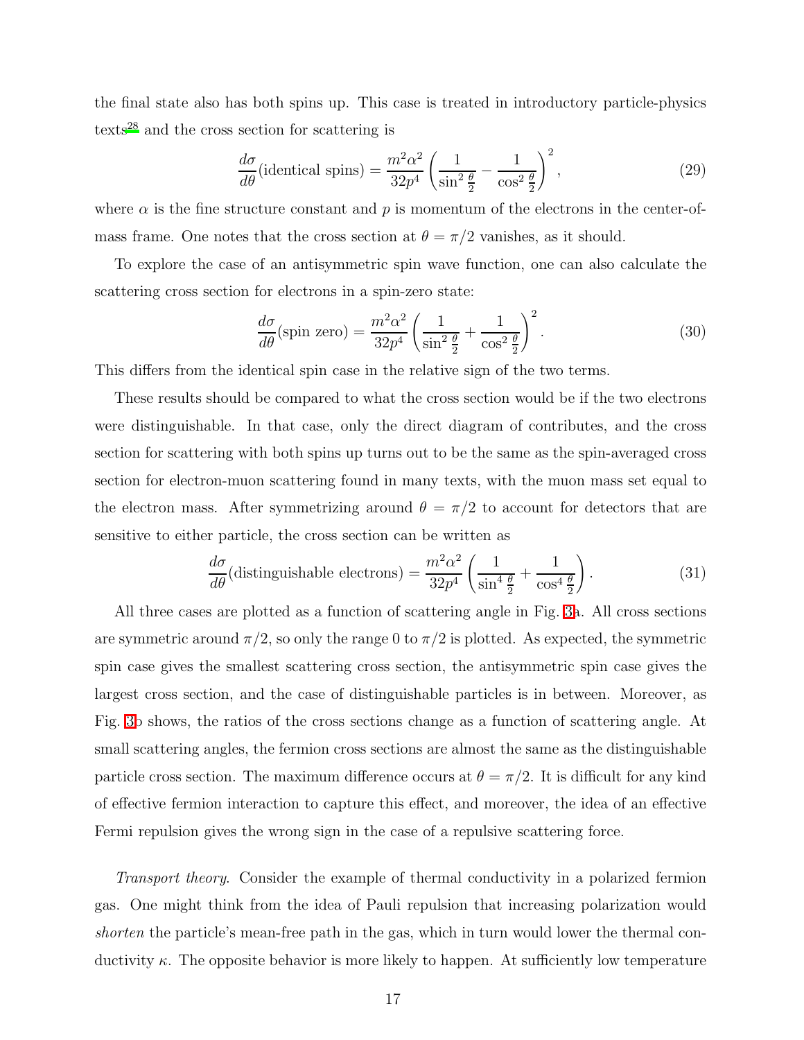the final state also has both spins up. This case is treated in introductory particle-physics texts[28] and the cross section for scattering is

$$\frac{d\sigma}{d\theta}(\text{identical spins}) = \frac{m^2\alpha^2}{32p^4}\left(\frac{1}{\sin^2\frac{\theta}{2}} - \frac{1}{\cos^2\frac{\theta}{2}}\right)^2, \tag{29}$$

where $\alpha$ is the fine structure constant and $p$ is momentum of the electrons in the center-of-mass frame. One notes that the cross section at $\theta = \pi/2$ vanishes, as it should.

To explore the case of an antisymmetric spin wave function, one can also calculate the scattering cross section for electrons in a spin-zero state:

$$\frac{d\sigma}{d\theta}(\text{spin zero}) = \frac{m^2\alpha^2}{32p^4}\left(\frac{1}{\sin^2\frac{\theta}{2}} + \frac{1}{\cos^2\frac{\theta}{2}}\right)^2. \tag{30}$$

This differs from the identical spin case in the relative sign of the two terms.

These results should be compared to what the cross section would be if the two electrons were distinguishable. In that case, only the direct diagram of contributes, and the cross section for scattering with both spins up turns out to be the same as the spin-averaged cross section for electron-muon scattering found in many texts, with the muon mass set equal to the electron mass. After symmetrizing around $\theta = \pi/2$ to account for detectors that are sensitive to either particle, the cross section can be written as

$$\frac{d\sigma}{d\theta}(\text{distinguishable electrons}) = \frac{m^2\alpha^2}{32p^4}\left(\frac{1}{\sin^4\frac{\theta}{2}} + \frac{1}{\cos^4\frac{\theta}{2}}\right). \tag{31}$$

All three cases are plotted as a function of scattering angle in Fig. 3a. All cross sections are symmetric around $\pi/2$, so only the range 0 to $\pi/2$ is plotted. As expected, the symmetric spin case gives the smallest scattering cross section, the antisymmetric spin case gives the largest cross section, and the case of distinguishable particles is in between. Moreover, as Fig. 3b shows, the ratios of the cross sections change as a function of scattering angle. At small scattering angles, the fermion cross sections are almost the same as the distinguishable particle cross section. The maximum difference occurs at $\theta = \pi/2$. It is difficult for any kind of effective fermion interaction to capture this effect, and moreover, the idea of an effective Fermi repulsion gives the wrong sign in the case of a repulsive scattering force.

*Transport theory*. Consider the example of thermal conductivity in a polarized fermion gas. One might think from the idea of Pauli repulsion that increasing polarization would *shorten* the particle's mean-free path in the gas, which in turn would lower the thermal conductivity $\kappa$. The opposite behavior is more likely to happen. At sufficiently low temperature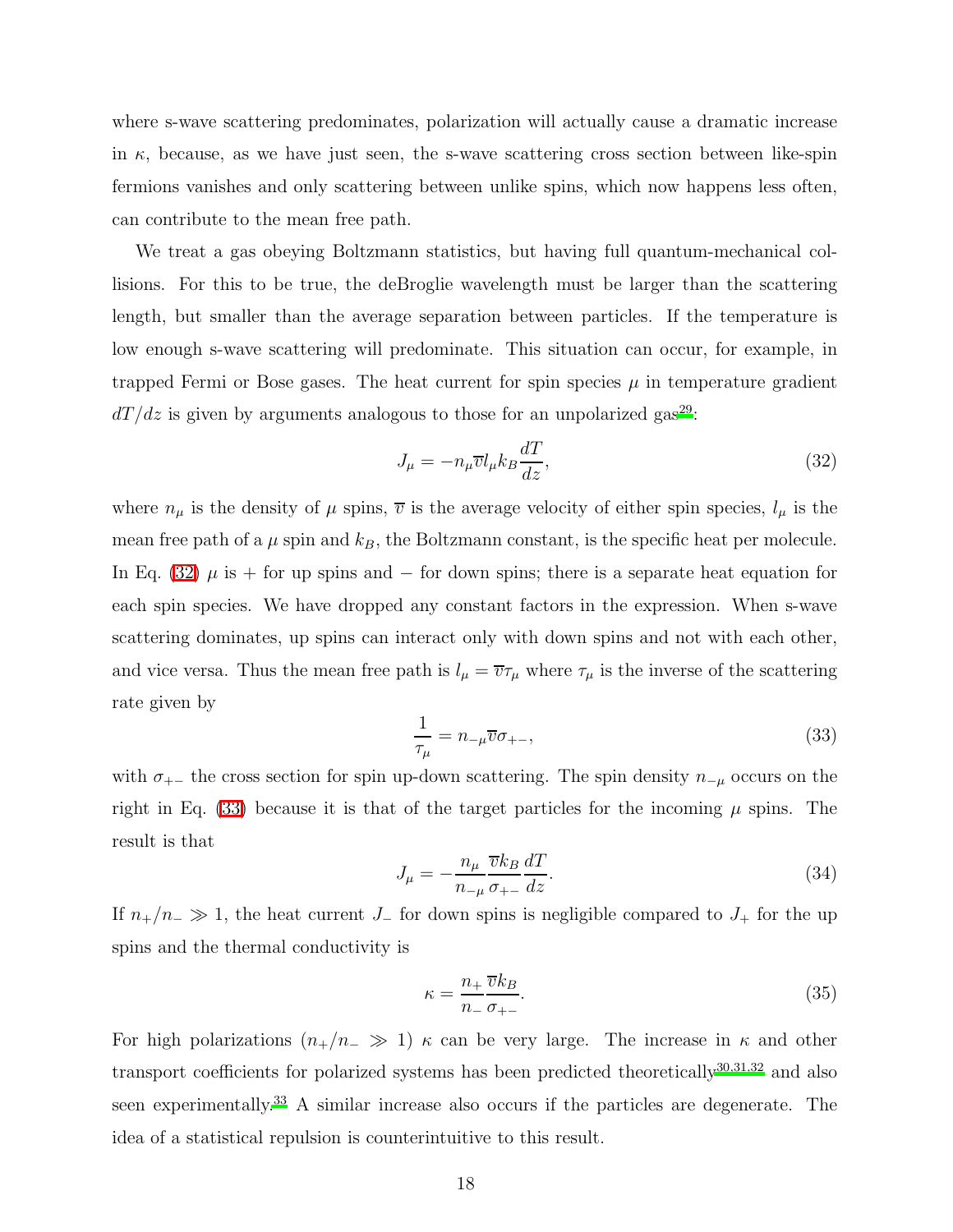where s-wave scattering predominates, polarization will actually cause a dramatic increase in $\kappa$, because, as we have just seen, the s-wave scattering cross section between like-spin fermions vanishes and only scattering between unlike spins, which now happens less often, can contribute to the mean free path.

We treat a gas obeying Boltzmann statistics, but having full quantum-mechanical collisions. For this to be true, the deBroglie wavelength must be larger than the scattering length, but smaller than the average separation between particles. If the temperature is low enough s-wave scattering will predominate. This situation can occur, for example, in trapped Fermi or Bose gases. The heat current for spin species $\mu$ in temperature gradient $dT/dz$ is given by arguments analogous to those for an unpolarized gas[29]:

$$J_\mu = -n_\mu \overline{v} l_\mu k_B \frac{dT}{dz}, \tag{32}$$

where $n_\mu$ is the density of $\mu$ spins, $\overline{v}$ is the average velocity of either spin species, $l_\mu$ is the mean free path of a $\mu$ spin and $k_B$, the Boltzmann constant, is the specific heat per molecule. In Eq. (32) $\mu$ is $+$ for up spins and $-$ for down spins; there is a separate heat equation for each spin species. We have dropped any constant factors in the expression. When s-wave scattering dominates, up spins can interact only with down spins and not with each other, and vice versa. Thus the mean free path is $l_\mu = \overline{v}\tau_\mu$ where $\tau_\mu$ is the inverse of the scattering rate given by

$$\frac{1}{\tau_\mu} = n_{-\mu} \overline{v} \sigma_{+-}, \tag{33}$$

with $\sigma_{+-}$ the cross section for spin up-down scattering. The spin density $n_{-\mu}$ occurs on the right in Eq. (33) because it is that of the target particles for the incoming $\mu$ spins. The result is that

$$J_\mu = -\frac{n_\mu}{n_{-\mu}} \frac{\overline{v} k_B}{\sigma_{+-}} \frac{dT}{dz}. \tag{34}$$

If $n_+/n_- \gg 1$, the heat current $J_-$ for down spins is negligible compared to $J_+$ for the up spins and the thermal conductivity is

$$\kappa = \frac{n_+}{n_-} \frac{\overline{v} k_B}{\sigma_{+-}}. \tag{35}$$

For high polarizations ($n_+/n_- \gg 1$) $\kappa$ can be very large. The increase in $\kappa$ and other transport coefficients for polarized systems has been predicted theoretically[30,31,32] and also seen experimentally.[33] A similar increase also occurs if the particles are degenerate. The idea of a statistical repulsion is counterintuitive to this result.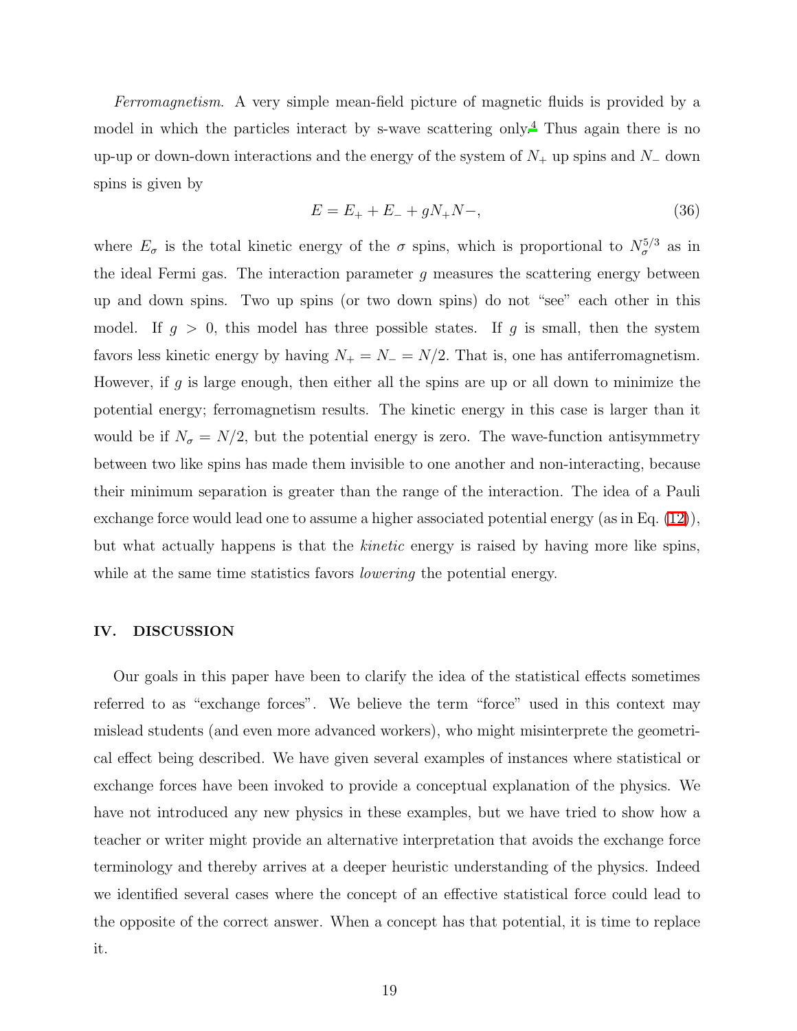*Ferromagnetism.* A very simple mean-field picture of magnetic fluids is provided by a model in which the particles interact by s-wave scattering only.[4] Thus again there is no up-up or down-down interactions and the energy of the system of $N_+$ up spins and $N_-$ down spins is given by

$$E = E_+ + E_- + gN_+N-, \tag{36}$$

where $E_\sigma$ is the total kinetic energy of the $\sigma$ spins, which is proportional to $N_\sigma^{5/3}$ as in the ideal Fermi gas. The interaction parameter $g$ measures the scattering energy between up and down spins. Two up spins (or two down spins) do not "see" each other in this model. If $g > 0$, this model has three possible states. If $g$ is small, then the system favors less kinetic energy by having $N_+ = N_- = N/2$. That is, one has antiferromagnetism. However, if $g$ is large enough, then either all the spins are up or all down to minimize the potential energy; ferromagnetism results. The kinetic energy in this case is larger than it would be if $N_\sigma = N/2$, but the potential energy is zero. The wave-function antisymmetry between two like spins has made them invisible to one another and non-interacting, because their minimum separation is greater than the range of the interaction. The idea of a Pauli exchange force would lead one to assume a higher associated potential energy (as in Eq. (12)), but what actually happens is that the *kinetic* energy is raised by having more like spins, while at the same time statistics favors *lowering* the potential energy.

## IV. DISCUSSION

Our goals in this paper have been to clarify the idea of the statistical effects sometimes referred to as "exchange forces". We believe the term "force" used in this context may mislead students (and even more advanced workers), who might misinterprete the geometrical effect being described. We have given several examples of instances where statistical or exchange forces have been invoked to provide a conceptual explanation of the physics. We have not introduced any new physics in these examples, but we have tried to show how a teacher or writer might provide an alternative interpretation that avoids the exchange force terminology and thereby arrives at a deeper heuristic understanding of the physics. Indeed we identified several cases where the concept of an effective statistical force could lead to the opposite of the correct answer. When a concept has that potential, it is time to replace it.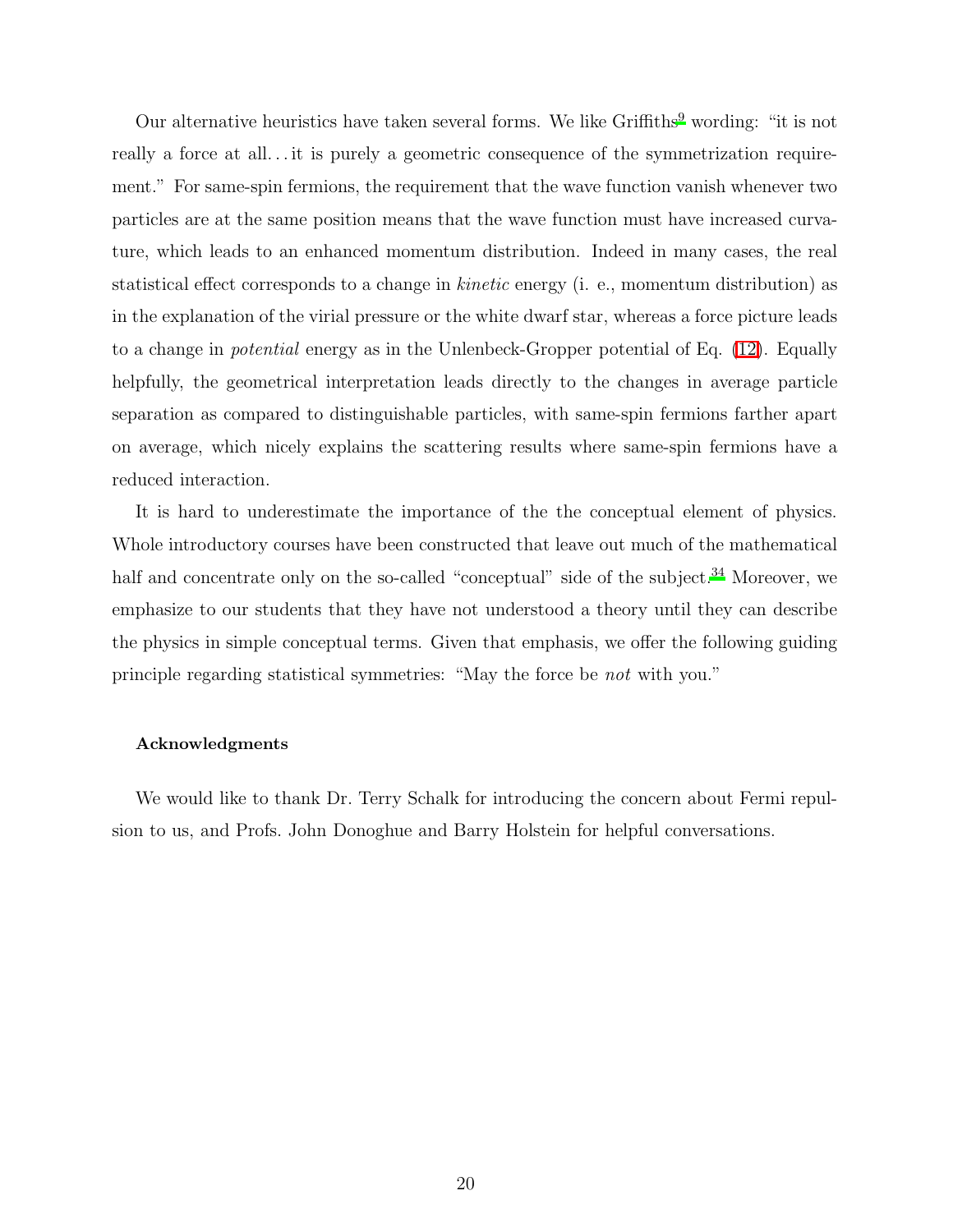Our alternative heuristics have taken several forms. We like Griffiths[9] wording: "it is not really a force at all…it is purely a geometric consequence of the symmetrization requirement." For same-spin fermions, the requirement that the wave function vanish whenever two particles are at the same position means that the wave function must have increased curvature, which leads to an enhanced momentum distribution. Indeed in many cases, the real statistical effect corresponds to a change in *kinetic* energy (i. e., momentum distribution) as in the explanation of the virial pressure or the white dwarf star, whereas a force picture leads to a change in *potential* energy as in the Unlenbeck-Gropper potential of Eq. (12). Equally helpfully, the geometrical interpretation leads directly to the changes in average particle separation as compared to distinguishable particles, with same-spin fermions farther apart on average, which nicely explains the scattering results where same-spin fermions have a reduced interaction.

It is hard to underestimate the importance of the the conceptual element of physics. Whole introductory courses have been constructed that leave out much of the mathematical half and concentrate only on the so-called "conceptual" side of the subject.[34] Moreover, we emphasize to our students that they have not understood a theory until they can describe the physics in simple conceptual terms. Given that emphasis, we offer the following guiding principle regarding statistical symmetries: "May the force be *not* with you."

#### Acknowledgments

We would like to thank Dr. Terry Schalk for introducing the concern about Fermi repulsion to us, and Profs. John Donoghue and Barry Holstein for helpful conversations.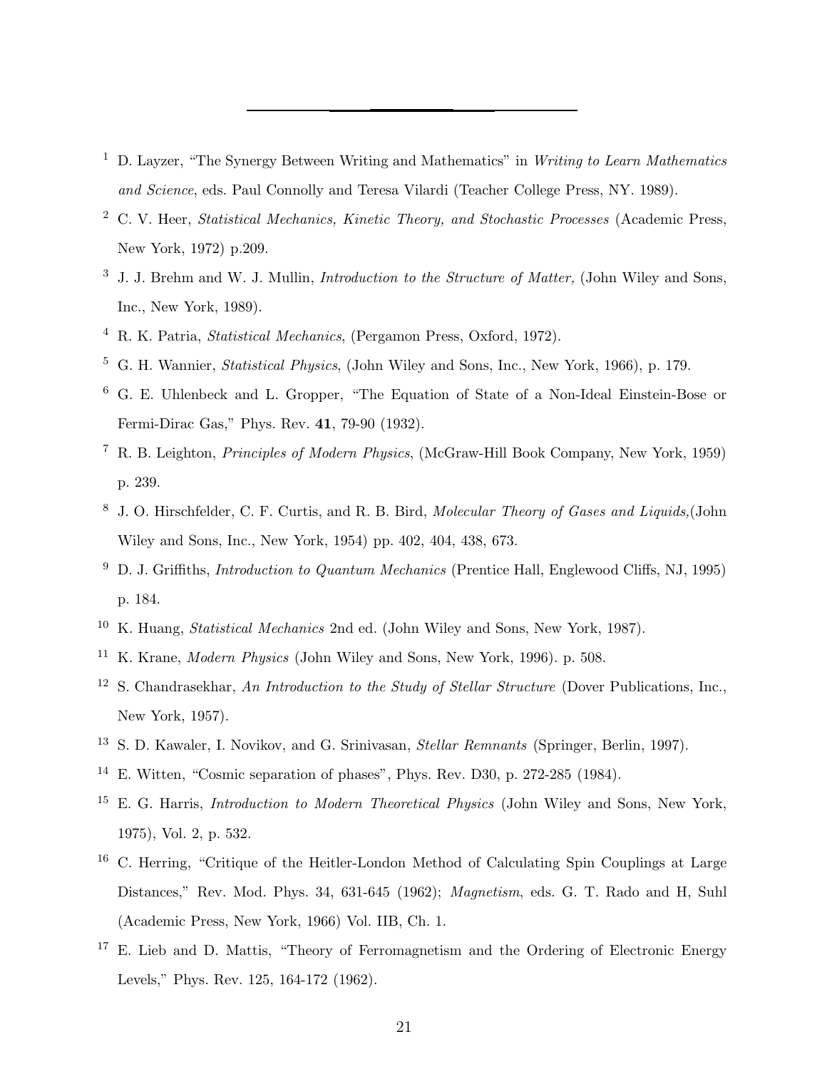[1] D. Layzer, "The Synergy Between Writing and Mathematics" in *Writing to Learn Mathematics and Science*, eds. Paul Connolly and Teresa Vilardi (Teacher College Press, NY. 1989).

[2] C. V. Heer, *Statistical Mechanics, Kinetic Theory, and Stochastic Processes* (Academic Press, New York, 1972) p.209.

[3] J. J. Brehm and W. J. Mullin, *Introduction to the Structure of Matter,* (John Wiley and Sons, Inc., New York, 1989).

[4] R. K. Patria, *Statistical Mechanics*, (Pergamon Press, Oxford, 1972).

[5] G. H. Wannier, *Statistical Physics*, (John Wiley and Sons, Inc., New York, 1966), p. 179.

[6] G. E. Uhlenbeck and L. Gropper, "The Equation of State of a Non-Ideal Einstein-Bose or Fermi-Dirac Gas," Phys. Rev. **41**, 79-90 (1932).

[7] R. B. Leighton, *Principles of Modern Physics*, (McGraw-Hill Book Company, New York, 1959) p. 239.

[8] J. O. Hirschfelder, C. F. Curtis, and R. B. Bird, *Molecular Theory of Gases and Liquids,*(John Wiley and Sons, Inc., New York, 1954) pp. 402, 404, 438, 673.

[9] D. J. Griffiths, *Introduction to Quantum Mechanics* (Prentice Hall, Englewood Cliffs, NJ, 1995) p. 184.

[10] K. Huang, *Statistical Mechanics* 2nd ed. (John Wiley and Sons, New York, 1987).

[11] K. Krane, *Modern Physics* (John Wiley and Sons, New York, 1996). p. 508.

[12] S. Chandrasekhar, *An Introduction to the Study of Stellar Structure* (Dover Publications, Inc., New York, 1957).

[13] S. D. Kawaler, I. Novikov, and G. Srinivasan, *Stellar Remnants* (Springer, Berlin, 1997).

[14] E. Witten, "Cosmic separation of phases", Phys. Rev. D30, p. 272-285 (1984).

[15] E. G. Harris, *Introduction to Modern Theoretical Physics* (John Wiley and Sons, New York, 1975), Vol. 2, p. 532.

[16] C. Herring, "Critique of the Heitler-London Method of Calculating Spin Couplings at Large Distances," Rev. Mod. Phys. 34, 631-645 (1962); *Magnetism*, eds. G. T. Rado and H, Suhl (Academic Press, New York, 1966) Vol. IIB, Ch. 1.

[17] E. Lieb and D. Mattis, "Theory of Ferromagnetism and the Ordering of Electronic Energy Levels," Phys. Rev. 125, 164-172 (1962).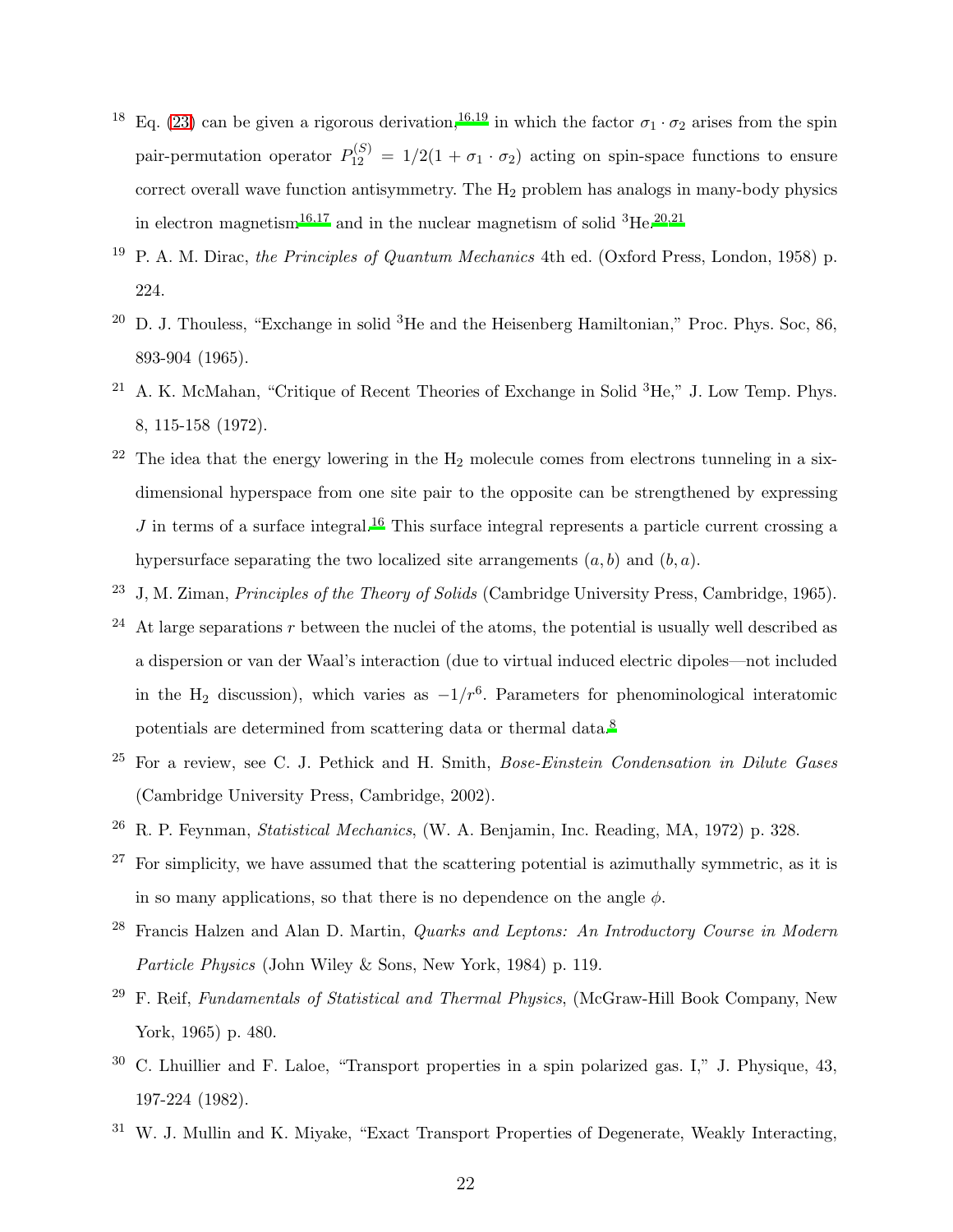18 Eq. (23) can be given a rigorous derivation,[16,19] in which the factor $\sigma_1 \cdot \sigma_2$ arises from the spin pair-permutation operator $P_{12}^{(S)} = 1/2(1 + \sigma_1 \cdot \sigma_2)$ acting on spin-space functions to ensure correct overall wave function antisymmetry. The $H_2$ problem has analogs in many-body physics in electron magnetism[16,17] and in the nuclear magnetism of solid $^3$He.[20,21]

19 P. A. M. Dirac, *the Principles of Quantum Mechanics* 4th ed. (Oxford Press, London, 1958) p. 224.

20 D. J. Thouless, "Exchange in solid $^3$He and the Heisenberg Hamiltonian," Proc. Phys. Soc, 86, 893-904 (1965).

21 A. K. McMahan, "Critique of Recent Theories of Exchange in Solid $^3$He," J. Low Temp. Phys. 8, 115-158 (1972).

22 The idea that the energy lowering in the $H_2$ molecule comes from electrons tunneling in a six-dimensional hyperspace from one site pair to the opposite can be strengthened by expressing $J$ in terms of a surface integral.[16] This surface integral represents a particle current crossing a hypersurface separating the two localized site arrangements $(a, b)$ and $(b, a)$.

23 J, M. Ziman, *Principles of the Theory of Solids* (Cambridge University Press, Cambridge, 1965).

24 At large separations $r$ between the nuclei of the atoms, the potential is usually well described as a dispersion or van der Waal's interaction (due to virtual induced electric dipoles—not included in the $H_2$ discussion), which varies as $-1/r^6$. Parameters for phenominological interatomic potentials are determined from scattering data or thermal data.[8]

25 For a review, see C. J. Pethick and H. Smith, *Bose-Einstein Condensation in Dilute Gases* (Cambridge University Press, Cambridge, 2002).

26 R. P. Feynman, *Statistical Mechanics*, (W. A. Benjamin, Inc. Reading, MA, 1972) p. 328.

27 For simplicity, we have assumed that the scattering potential is azimuthally symmetric, as it is in so many applications, so that there is no dependence on the angle $\phi$.

28 Francis Halzen and Alan D. Martin, *Quarks and Leptons: An Introductory Course in Modern Particle Physics* (John Wiley & Sons, New York, 1984) p. 119.

29 F. Reif, *Fundamentals of Statistical and Thermal Physics*, (McGraw-Hill Book Company, New York, 1965) p. 480.

30 C. Lhuillier and F. Laloe, "Transport properties in a spin polarized gas. I," J. Physique, 43, 197-224 (1982).

31 W. J. Mullin and K. Miyake, "Exact Transport Properties of Degenerate, Weakly Interacting,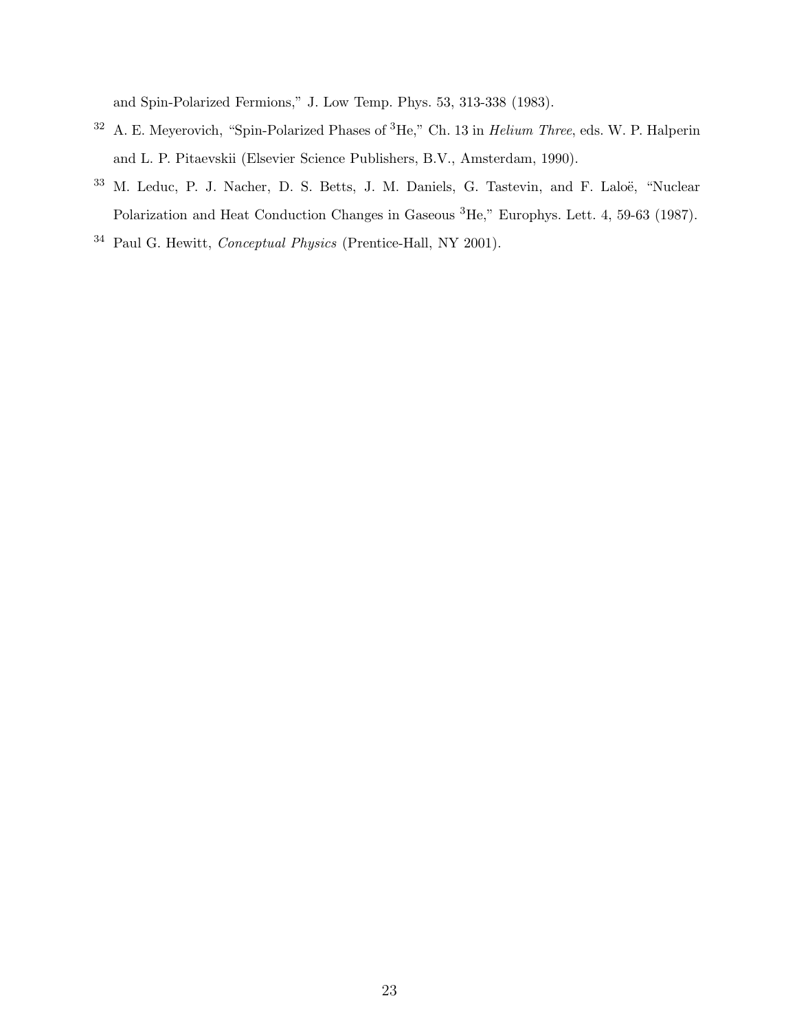and Spin-Polarized Fermions," J. Low Temp. Phys. 53, 313-338 (1983).

[32] A. E. Meyerovich, "Spin-Polarized Phases of $^3$He," Ch. 13 in *Helium Three*, eds. W. P. Halperin and L. P. Pitaevskii (Elsevier Science Publishers, B.V., Amsterdam, 1990).

[33] M. Leduc, P. J. Nacher, D. S. Betts, J. M. Daniels, G. Tastevin, and F. Laloë, "Nuclear Polarization and Heat Conduction Changes in Gaseous $^3$He," Europhys. Lett. 4, 59-63 (1987).

[34] Paul G. Hewitt, *Conceptual Physics* (Prentice-Hall, NY 2001).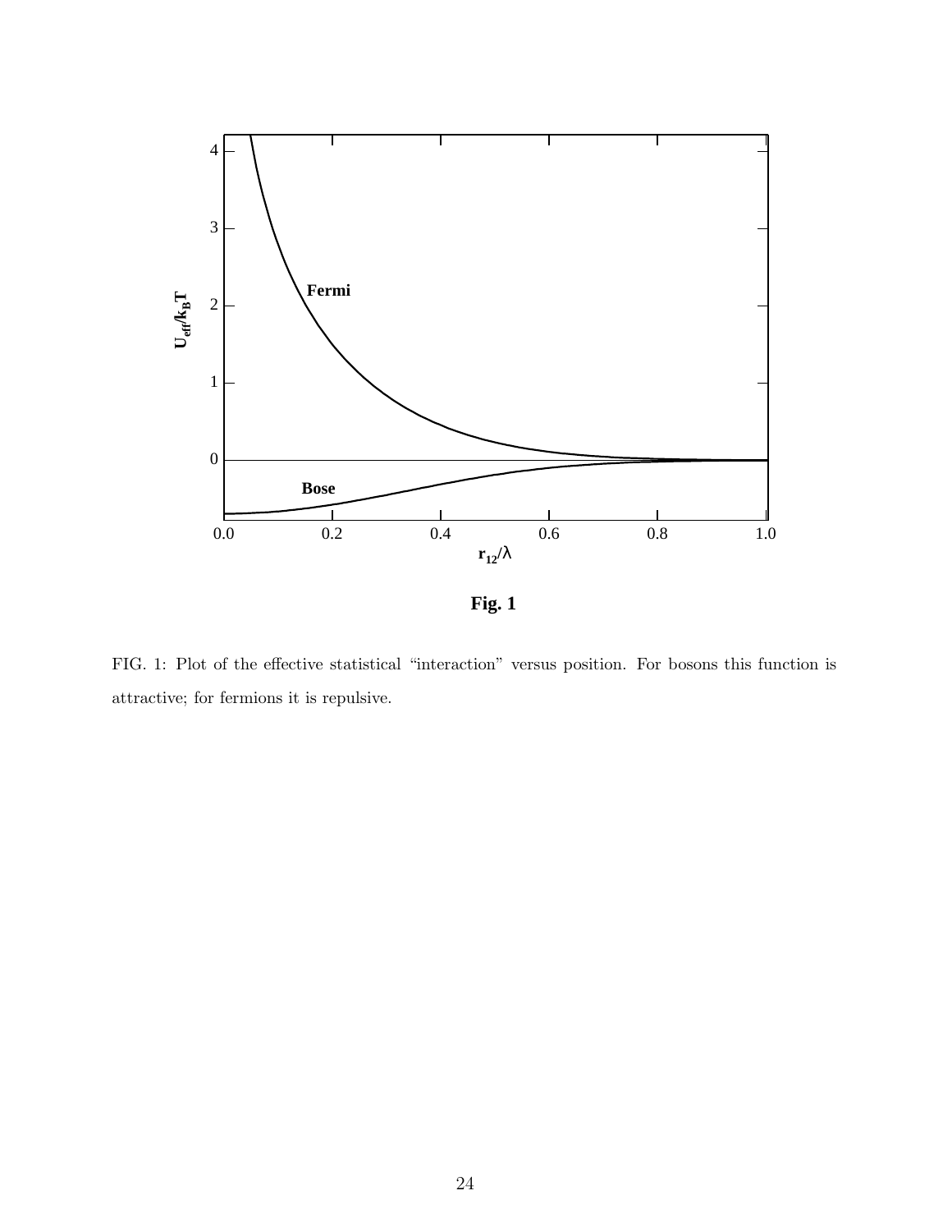**Fig. 1**

FIG. 1: Plot of the effective statistical "interaction" versus position. For bosons this function is attractive; for fermions it is repulsive.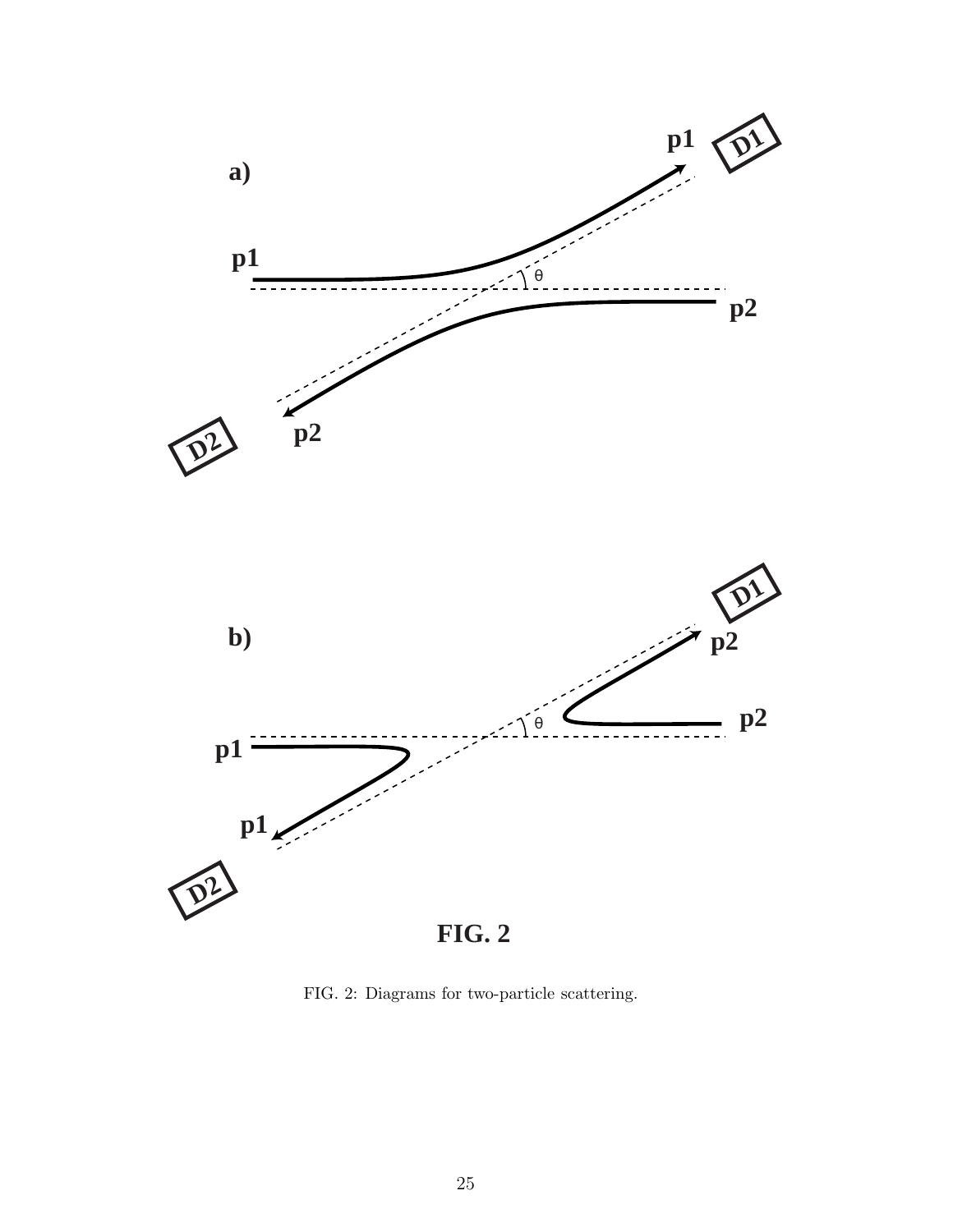FIG. 2: Diagrams for two-particle scattering.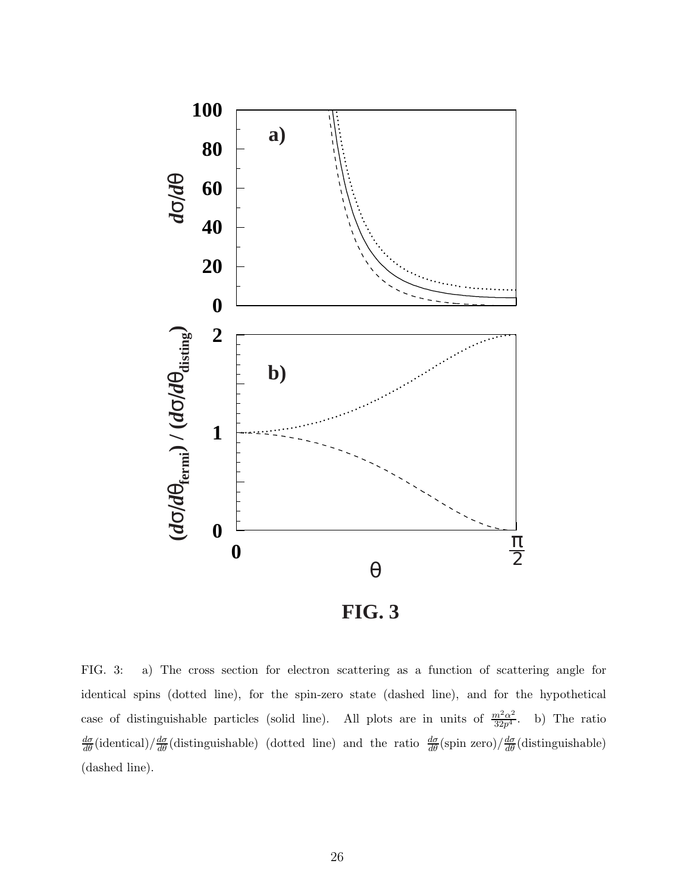100

a)

80

60

$d\sigma/d\theta$

40

20

0

2

b)

1

$(d\sigma/d\theta_{\mathbf{fermi}})$ / $(d\sigma/d\theta_{\mathbf{disting}})$

0

0

$\frac{\pi}{2}$

θ

**FIG. 3**

FIG. 3: a) The cross section for electron scattering as a function of scattering angle for identical spins (dotted line), for the spin-zero state (dashed line), and for the hypothetical case of distinguishable particles (solid line). All plots are in units of $\frac{m^2\alpha^2}{32p^4}$. b) The ratio $\frac{d\sigma}{d\theta}$(identical)/$\frac{d\sigma}{d\theta}$(distinguishable) (dotted line) and the ratio $\frac{d\sigma}{d\theta}$(spin zero)/$\frac{d\sigma}{d\theta}$(distinguishable) (dashed line).